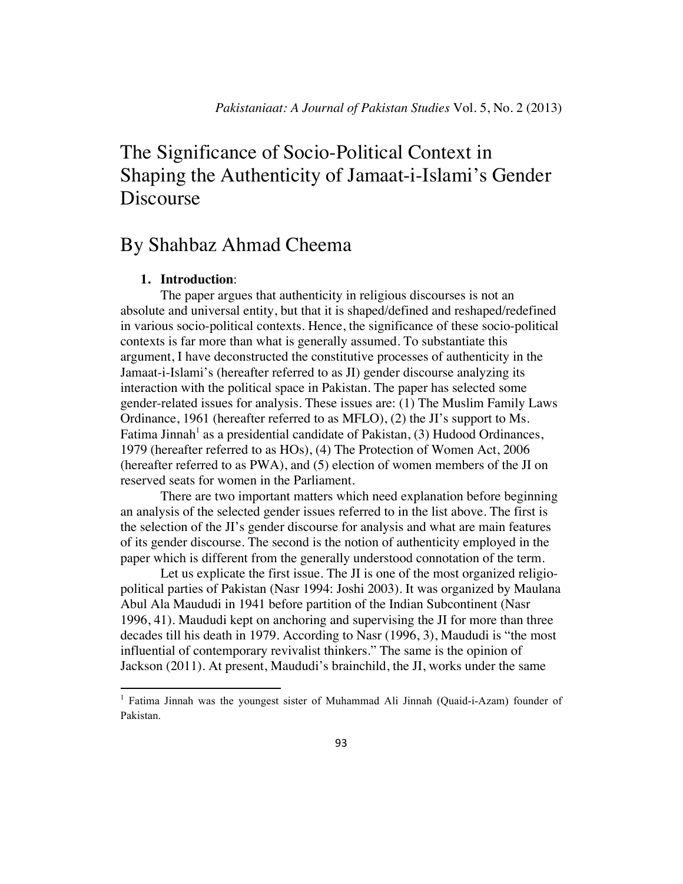# The Significance of Socio-Political Context in Shaping the Authenticity of Jamaat-i-Islami's Gender Discourse

## By Shahbaz Ahmad Cheema

### 1. Introduction:

The paper argues that authenticity in religious discourses is not an absolute and universal entity, but that it is shaped/defined and reshaped/redefined in various socio-political contexts. Hence, the significance of these socio-political contexts is far more than what is generally assumed. To substantiate this argument, I have deconstructed the constitutive processes of authenticity in the Jamaat-i-Islami's (hereafter referred to as JI) gender discourse analyzing its interaction with the political space in Pakistan. The paper has selected some gender-related issues for analysis. These issues are: (1) The Muslim Family Laws Ordinance, 1961 (hereafter referred to as MFLO), (2) the JI's support to Ms. Fatima Jinnah[1] as a presidential candidate of Pakistan, (3) Hudood Ordinances, 1979 (hereafter referred to as HOs), (4) The Protection of Women Act, 2006 (hereafter referred to as PWA), and (5) election of women members of the JI on reserved seats for women in the Parliament.

There are two important matters which need explanation before beginning an analysis of the selected gender issues referred to in the list above. The first is the selection of the JI's gender discourse for analysis and what are main features of its gender discourse. The second is the notion of authenticity employed in the paper which is different from the generally understood connotation of the term.

Let us explicate the first issue. The JI is one of the most organized religio-political parties of Pakistan (Nasr 1994: Joshi 2003). It was organized by Maulana Abul Ala Maududi in 1941 before partition of the Indian Subcontinent (Nasr 1996, 41). Maududi kept on anchoring and supervising the JI for more than three decades till his death in 1979. According to Nasr (1996, 3), Maududi is "the most influential of contemporary revivalist thinkers." The same is the opinion of Jackson (2011). At present, Maududi's brainchild, the JI, works under the same

[1] Fatima Jinnah was the youngest sister of Muhammad Ali Jinnah (Quaid-i-Azam) founder of Pakistan.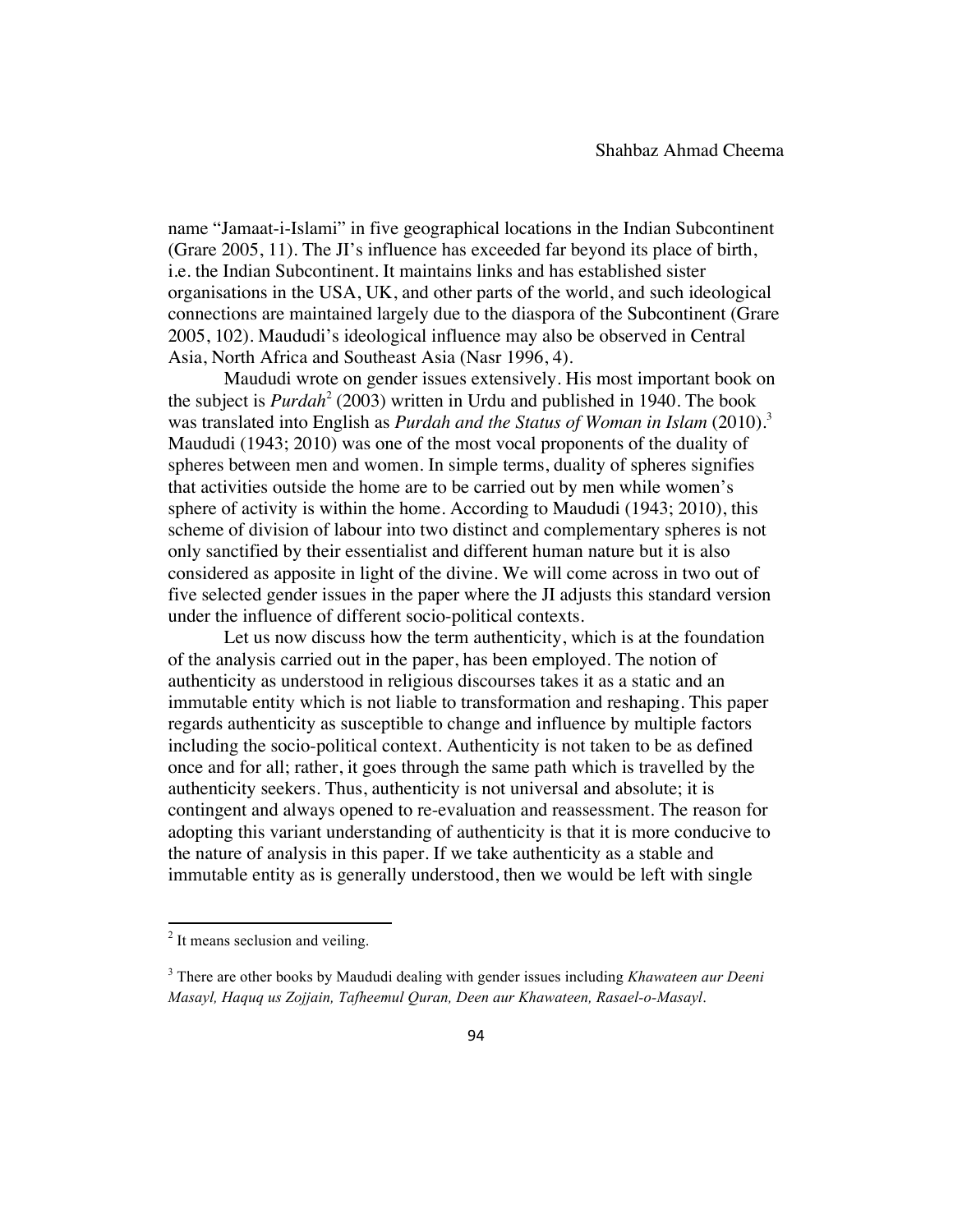name "Jamaat-i-Islami" in five geographical locations in the Indian Subcontinent (Grare 2005, 11). The JI's influence has exceeded far beyond its place of birth, i.e. the Indian Subcontinent. It maintains links and has established sister organisations in the USA, UK, and other parts of the world, and such ideological connections are maintained largely due to the diaspora of the Subcontinent (Grare 2005, 102). Maududi's ideological influence may also be observed in Central Asia, North Africa and Southeast Asia (Nasr 1996, 4).

Maududi wrote on gender issues extensively. His most important book on the subject is *Purdah*[2] (2003) written in Urdu and published in 1940. The book was translated into English as *Purdah and the Status of Woman in Islam* (2010).[3] Maududi (1943; 2010) was one of the most vocal proponents of the duality of spheres between men and women. In simple terms, duality of spheres signifies that activities outside the home are to be carried out by men while women's sphere of activity is within the home. According to Maududi (1943; 2010), this scheme of division of labour into two distinct and complementary spheres is not only sanctified by their essentialist and different human nature but it is also considered as apposite in light of the divine. We will come across in two out of five selected gender issues in the paper where the JI adjusts this standard version under the influence of different socio-political contexts.

Let us now discuss how the term authenticity, which is at the foundation of the analysis carried out in the paper, has been employed. The notion of authenticity as understood in religious discourses takes it as a static and an immutable entity which is not liable to transformation and reshaping. This paper regards authenticity as susceptible to change and influence by multiple factors including the socio-political context. Authenticity is not taken to be as defined once and for all; rather, it goes through the same path which is travelled by the authenticity seekers. Thus, authenticity is not universal and absolute; it is contingent and always opened to re-evaluation and reassessment. The reason for adopting this variant understanding of authenticity is that it is more conducive to the nature of analysis in this paper. If we take authenticity as a stable and immutable entity as is generally understood, then we would be left with single

[2] It means seclusion and veiling.

[3] There are other books by Maududi dealing with gender issues including *Khawateen aur Deeni Masayl, Haquq us Zojjain, Tafheemul Quran, Deen aur Khawateen, Rasael-o-Masayl*.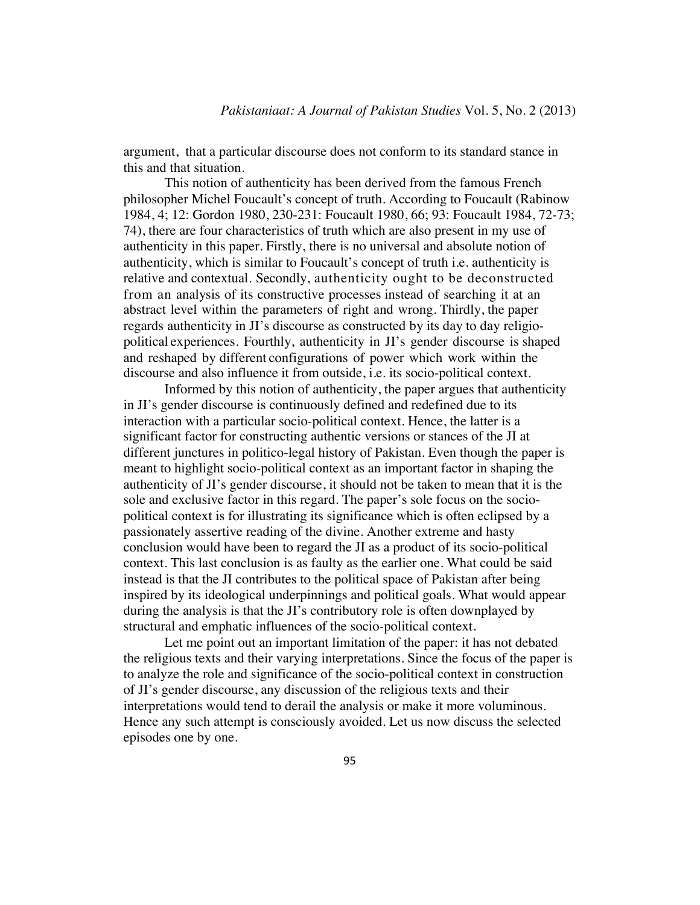argument, that a particular discourse does not conform to its standard stance in this and that situation.

This notion of authenticity has been derived from the famous French philosopher Michel Foucault's concept of truth. According to Foucault (Rabinow 1984, 4; 12: Gordon 1980, 230-231: Foucault 1980, 66; 93: Foucault 1984, 72-73; 74), there are four characteristics of truth which are also present in my use of authenticity in this paper. Firstly, there is no universal and absolute notion of authenticity, which is similar to Foucault's concept of truth i.e. authenticity is relative and contextual. Secondly, authenticity ought to be deconstructed from an analysis of its constructive processes instead of searching it at an abstract level within the parameters of right and wrong. Thirdly, the paper regards authenticity in JI's discourse as constructed by its day to day religio-political experiences. Fourthly, authenticity in JI's gender discourse is shaped and reshaped by different configurations of power which work within the discourse and also influence it from outside, i.e. its socio-political context.

Informed by this notion of authenticity, the paper argues that authenticity in JI's gender discourse is continuously defined and redefined due to its interaction with a particular socio-political context. Hence, the latter is a significant factor for constructing authentic versions or stances of the JI at different junctures in politico-legal history of Pakistan. Even though the paper is meant to highlight socio-political context as an important factor in shaping the authenticity of JI's gender discourse, it should not be taken to mean that it is the sole and exclusive factor in this regard. The paper's sole focus on the socio-political context is for illustrating its significance which is often eclipsed by a passionately assertive reading of the divine. Another extreme and hasty conclusion would have been to regard the JI as a product of its socio-political context. This last conclusion is as faulty as the earlier one. What could be said instead is that the JI contributes to the political space of Pakistan after being inspired by its ideological underpinnings and political goals. What would appear during the analysis is that the JI's contributory role is often downplayed by structural and emphatic influences of the socio-political context.

Let me point out an important limitation of the paper: it has not debated the religious texts and their varying interpretations. Since the focus of the paper is to analyze the role and significance of the socio-political context in construction of JI's gender discourse, any discussion of the religious texts and their interpretations would tend to derail the analysis or make it more voluminous. Hence any such attempt is consciously avoided. Let us now discuss the selected episodes one by one.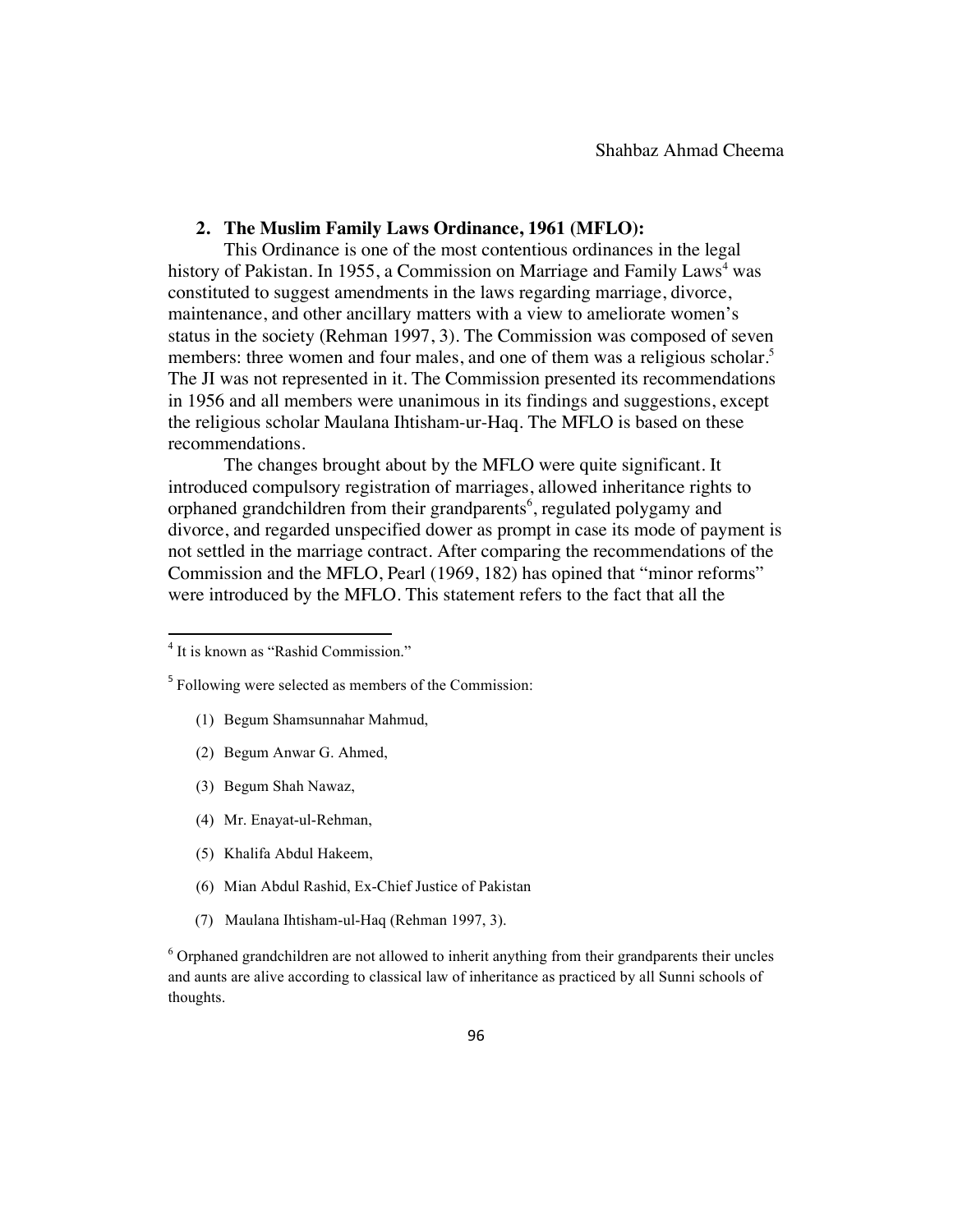## 2. The Muslim Family Laws Ordinance, 1961 (MFLO):

This Ordinance is one of the most contentious ordinances in the legal history of Pakistan. In 1955, a Commission on Marriage and Family Laws[4] was constituted to suggest amendments in the laws regarding marriage, divorce, maintenance, and other ancillary matters with a view to ameliorate women's status in the society (Rehman 1997, 3). The Commission was composed of seven members: three women and four males, and one of them was a religious scholar.[5] The JI was not represented in it. The Commission presented its recommendations in 1956 and all members were unanimous in its findings and suggestions, except the religious scholar Maulana Ihtisham-ur-Haq. The MFLO is based on these recommendations.

The changes brought about by the MFLO were quite significant. It introduced compulsory registration of marriages, allowed inheritance rights to orphaned grandchildren from their grandparents[6], regulated polygamy and divorce, and regarded unspecified dower as prompt in case its mode of payment is not settled in the marriage contract. After comparing the recommendations of the Commission and the MFLO, Pearl (1969, 182) has opined that "minor reforms" were introduced by the MFLO. This statement refers to the fact that all the

---

[4] It is known as "Rashid Commission."

[5] Following were selected as members of the Commission:

(1) Begum Shamsunnahar Mahmud,

(2) Begum Anwar G. Ahmed,

(3) Begum Shah Nawaz,

(4) Mr. Enayat-ul-Rehman,

(5) Khalifa Abdul Hakeem,

(6) Mian Abdul Rashid, Ex-Chief Justice of Pakistan

(7) Maulana Ihtisham-ul-Haq (Rehman 1997, 3).

[6] Orphaned grandchildren are not allowed to inherit anything from their grandparents their uncles and aunts are alive according to classical law of inheritance as practiced by all Sunni schools of thoughts.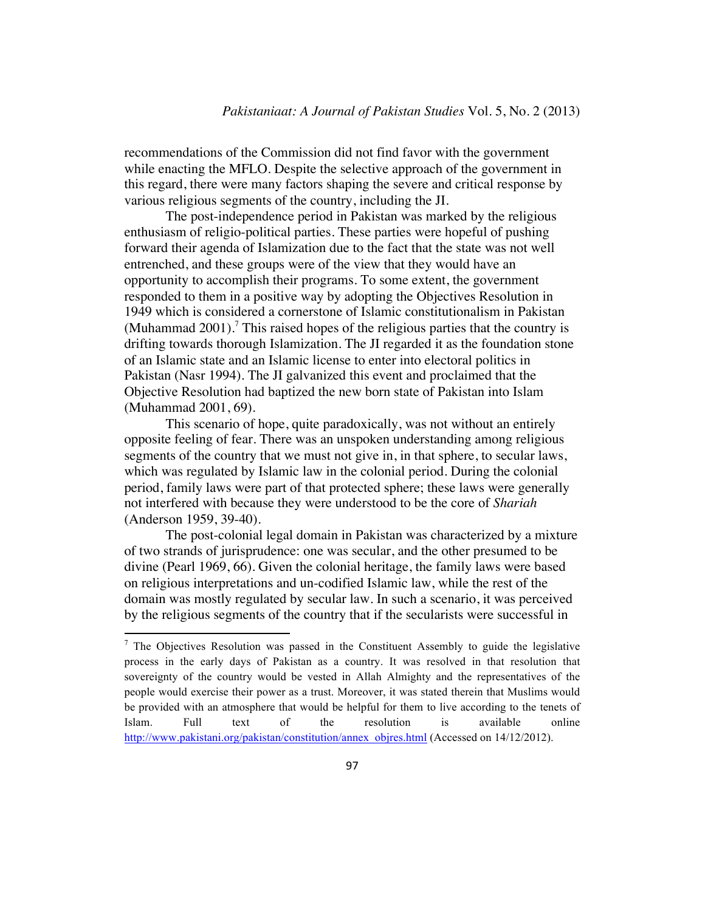recommendations of the Commission did not find favor with the government while enacting the MFLO. Despite the selective approach of the government in this regard, there were many factors shaping the severe and critical response by various religious segments of the country, including the JI.

The post-independence period in Pakistan was marked by the religious enthusiasm of religio-political parties. These parties were hopeful of pushing forward their agenda of Islamization due to the fact that the state was not well entrenched, and these groups were of the view that they would have an opportunity to accomplish their programs. To some extent, the government responded to them in a positive way by adopting the Objectives Resolution in 1949 which is considered a cornerstone of Islamic constitutionalism in Pakistan (Muhammad 2001).[7] This raised hopes of the religious parties that the country is drifting towards thorough Islamization. The JI regarded it as the foundation stone of an Islamic state and an Islamic license to enter into electoral politics in Pakistan (Nasr 1994). The JI galvanized this event and proclaimed that the Objective Resolution had baptized the new born state of Pakistan into Islam (Muhammad 2001, 69).

This scenario of hope, quite paradoxically, was not without an entirely opposite feeling of fear. There was an unspoken understanding among religious segments of the country that we must not give in, in that sphere, to secular laws, which was regulated by Islamic law in the colonial period. During the colonial period, family laws were part of that protected sphere; these laws were generally not interfered with because they were understood to be the core of *Shariah* (Anderson 1959, 39-40).

The post-colonial legal domain in Pakistan was characterized by a mixture of two strands of jurisprudence: one was secular, and the other presumed to be divine (Pearl 1969, 66). Given the colonial heritage, the family laws were based on religious interpretations and un-codified Islamic law, while the rest of the domain was mostly regulated by secular law. In such a scenario, it was perceived by the religious segments of the country that if the secularists were successful in

[7] The Objectives Resolution was passed in the Constituent Assembly to guide the legislative process in the early days of Pakistan as a country. It was resolved in that resolution that sovereignty of the country would be vested in Allah Almighty and the representatives of the people would exercise their power as a trust. Moreover, it was stated therein that Muslims would be provided with an atmosphere that would be helpful for them to live according to the tenets of Islam. Full text of the resolution is available online http://www.pakistani.org/pakistan/constitution/annex_objres.html (Accessed on 14/12/2012).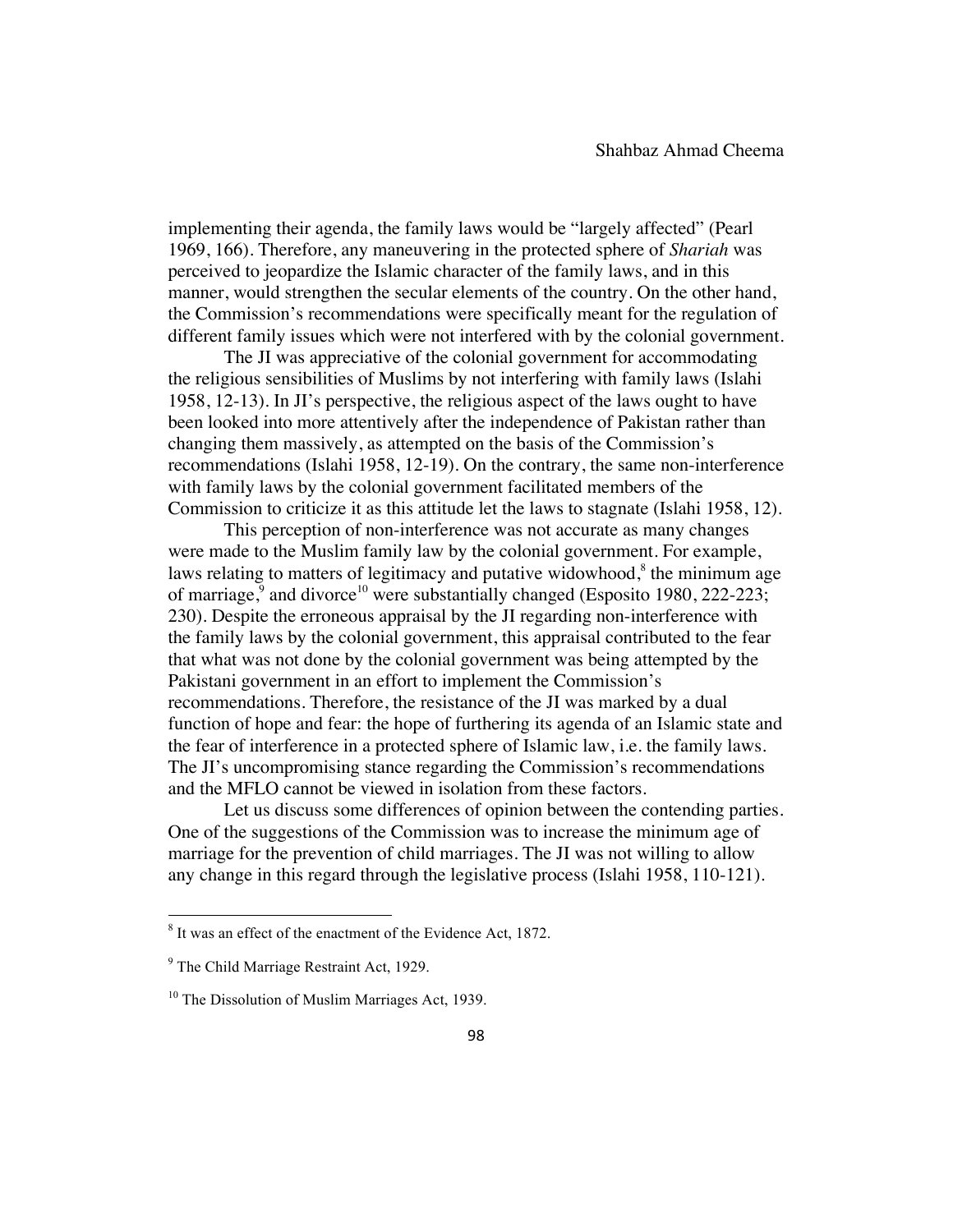implementing their agenda, the family laws would be "largely affected" (Pearl 1969, 166). Therefore, any maneuvering in the protected sphere of *Shariah* was perceived to jeopardize the Islamic character of the family laws, and in this manner, would strengthen the secular elements of the country. On the other hand, the Commission's recommendations were specifically meant for the regulation of different family issues which were not interfered with by the colonial government.

The JI was appreciative of the colonial government for accommodating the religious sensibilities of Muslims by not interfering with family laws (Islahi 1958, 12-13). In JI's perspective, the religious aspect of the laws ought to have been looked into more attentively after the independence of Pakistan rather than changing them massively, as attempted on the basis of the Commission's recommendations (Islahi 1958, 12-19). On the contrary, the same non-interference with family laws by the colonial government facilitated members of the Commission to criticize it as this attitude let the laws to stagnate (Islahi 1958, 12).

This perception of non-interference was not accurate as many changes were made to the Muslim family law by the colonial government. For example, laws relating to matters of legitimacy and putative widowhood,[8] the minimum age of marriage,[9] and divorce[10] were substantially changed (Esposito 1980, 222-223; 230). Despite the erroneous appraisal by the JI regarding non-interference with the family laws by the colonial government, this appraisal contributed to the fear that what was not done by the colonial government was being attempted by the Pakistani government in an effort to implement the Commission's recommendations. Therefore, the resistance of the JI was marked by a dual function of hope and fear: the hope of furthering its agenda of an Islamic state and the fear of interference in a protected sphere of Islamic law, i.e. the family laws. The JI's uncompromising stance regarding the Commission's recommendations and the MFLO cannot be viewed in isolation from these factors.

Let us discuss some differences of opinion between the contending parties. One of the suggestions of the Commission was to increase the minimum age of marriage for the prevention of child marriages. The JI was not willing to allow any change in this regard through the legislative process (Islahi 1958, 110-121).

---

[8] It was an effect of the enactment of the Evidence Act, 1872.

[9] The Child Marriage Restraint Act, 1929.

[10] The Dissolution of Muslim Marriages Act, 1939.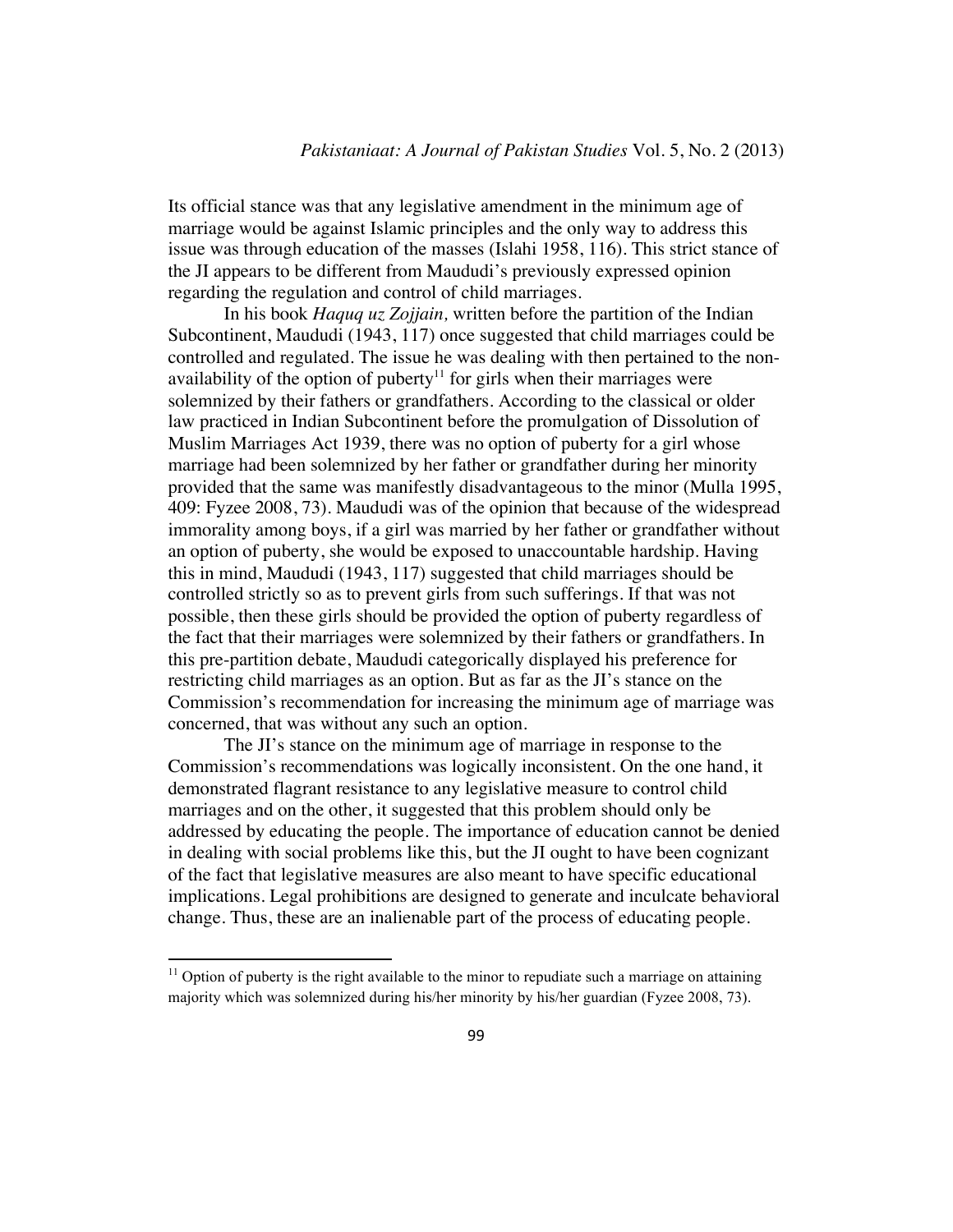Its official stance was that any legislative amendment in the minimum age of marriage would be against Islamic principles and the only way to address this issue was through education of the masses (Islahi 1958, 116). This strict stance of the JI appears to be different from Maududi's previously expressed opinion regarding the regulation and control of child marriages.

In his book *Haquq uz Zojjain,* written before the partition of the Indian Subcontinent, Maududi (1943, 117) once suggested that child marriages could be controlled and regulated. The issue he was dealing with then pertained to the non-availability of the option of puberty[11] for girls when their marriages were solemnized by their fathers or grandfathers. According to the classical or older law practiced in Indian Subcontinent before the promulgation of Dissolution of Muslim Marriages Act 1939, there was no option of puberty for a girl whose marriage had been solemnized by her father or grandfather during her minority provided that the same was manifestly disadvantageous to the minor (Mulla 1995, 409: Fyzee 2008, 73). Maududi was of the opinion that because of the widespread immorality among boys, if a girl was married by her father or grandfather without an option of puberty, she would be exposed to unaccountable hardship. Having this in mind, Maududi (1943, 117) suggested that child marriages should be controlled strictly so as to prevent girls from such sufferings. If that was not possible, then these girls should be provided the option of puberty regardless of the fact that their marriages were solemnized by their fathers or grandfathers. In this pre-partition debate, Maududi categorically displayed his preference for restricting child marriages as an option. But as far as the JI's stance on the Commission's recommendation for increasing the minimum age of marriage was concerned, that was without any such an option.

The JI's stance on the minimum age of marriage in response to the Commission's recommendations was logically inconsistent. On the one hand, it demonstrated flagrant resistance to any legislative measure to control child marriages and on the other, it suggested that this problem should only be addressed by educating the people. The importance of education cannot be denied in dealing with social problems like this, but the JI ought to have been cognizant of the fact that legislative measures are also meant to have specific educational implications. Legal prohibitions are designed to generate and inculcate behavioral change. Thus, these are an inalienable part of the process of educating people.

---

[11] Option of puberty is the right available to the minor to repudiate such a marriage on attaining majority which was solemnized during his/her minority by his/her guardian (Fyzee 2008, 73).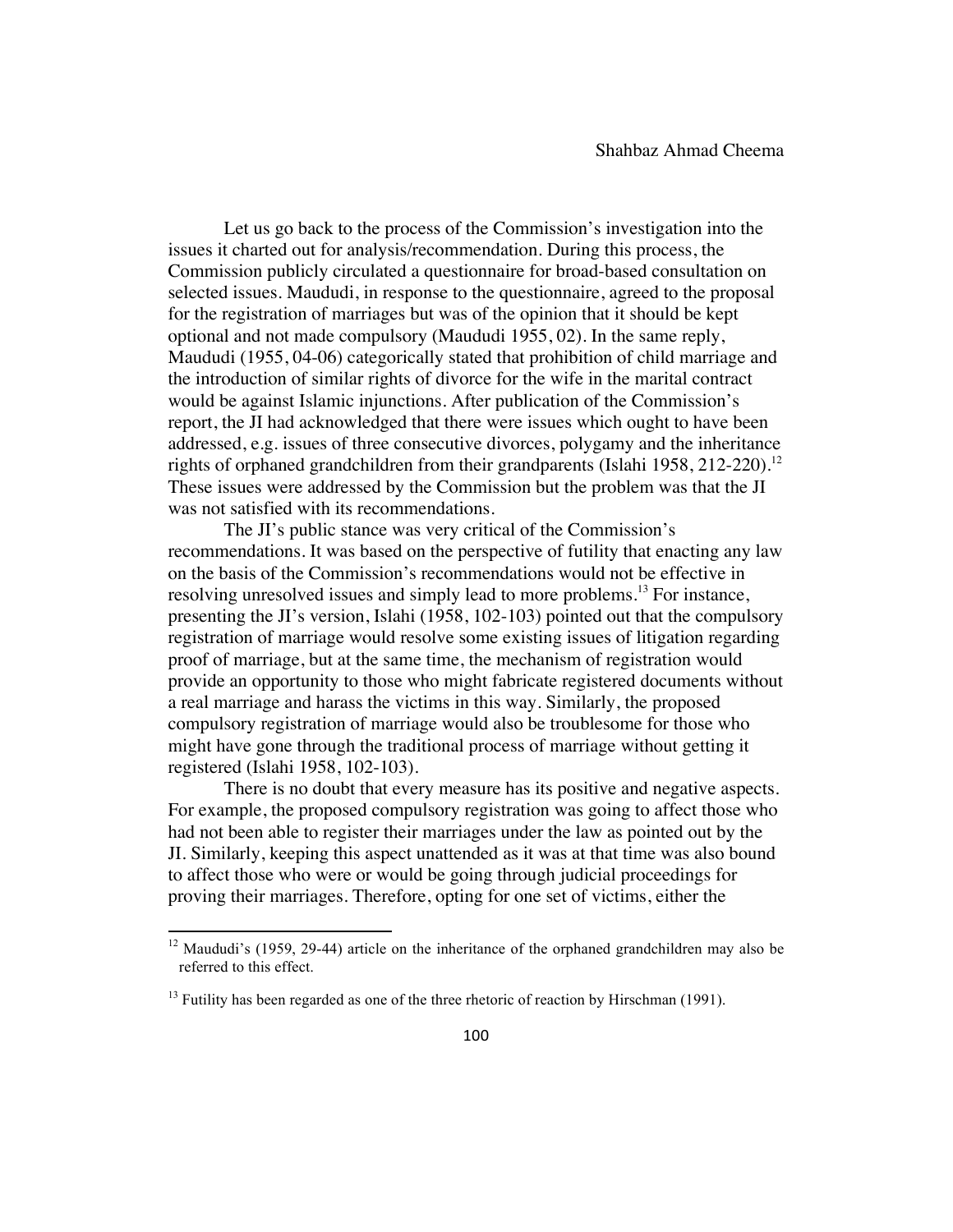Let us go back to the process of the Commission's investigation into the issues it charted out for analysis/recommendation. During this process, the Commission publicly circulated a questionnaire for broad-based consultation on selected issues. Maududi, in response to the questionnaire, agreed to the proposal for the registration of marriages but was of the opinion that it should be kept optional and not made compulsory (Maududi 1955, 02). In the same reply, Maududi (1955, 04-06) categorically stated that prohibition of child marriage and the introduction of similar rights of divorce for the wife in the marital contract would be against Islamic injunctions. After publication of the Commission's report, the JI had acknowledged that there were issues which ought to have been addressed, e.g. issues of three consecutive divorces, polygamy and the inheritance rights of orphaned grandchildren from their grandparents (Islahi 1958, 212-220).[12] These issues were addressed by the Commission but the problem was that the JI was not satisfied with its recommendations.

The JI's public stance was very critical of the Commission's recommendations. It was based on the perspective of futility that enacting any law on the basis of the Commission's recommendations would not be effective in resolving unresolved issues and simply lead to more problems.[13] For instance, presenting the JI's version, Islahi (1958, 102-103) pointed out that the compulsory registration of marriage would resolve some existing issues of litigation regarding proof of marriage, but at the same time, the mechanism of registration would provide an opportunity to those who might fabricate registered documents without a real marriage and harass the victims in this way. Similarly, the proposed compulsory registration of marriage would also be troublesome for those who might have gone through the traditional process of marriage without getting it registered (Islahi 1958, 102-103).

There is no doubt that every measure has its positive and negative aspects. For example, the proposed compulsory registration was going to affect those who had not been able to register their marriages under the law as pointed out by the JI. Similarly, keeping this aspect unattended as it was at that time was also bound to affect those who were or would be going through judicial proceedings for proving their marriages. Therefore, opting for one set of victims, either the

---

[12] Maududi's (1959, 29-44) article on the inheritance of the orphaned grandchildren may also be referred to this effect.

[13] Futility has been regarded as one of the three rhetoric of reaction by Hirschman (1991).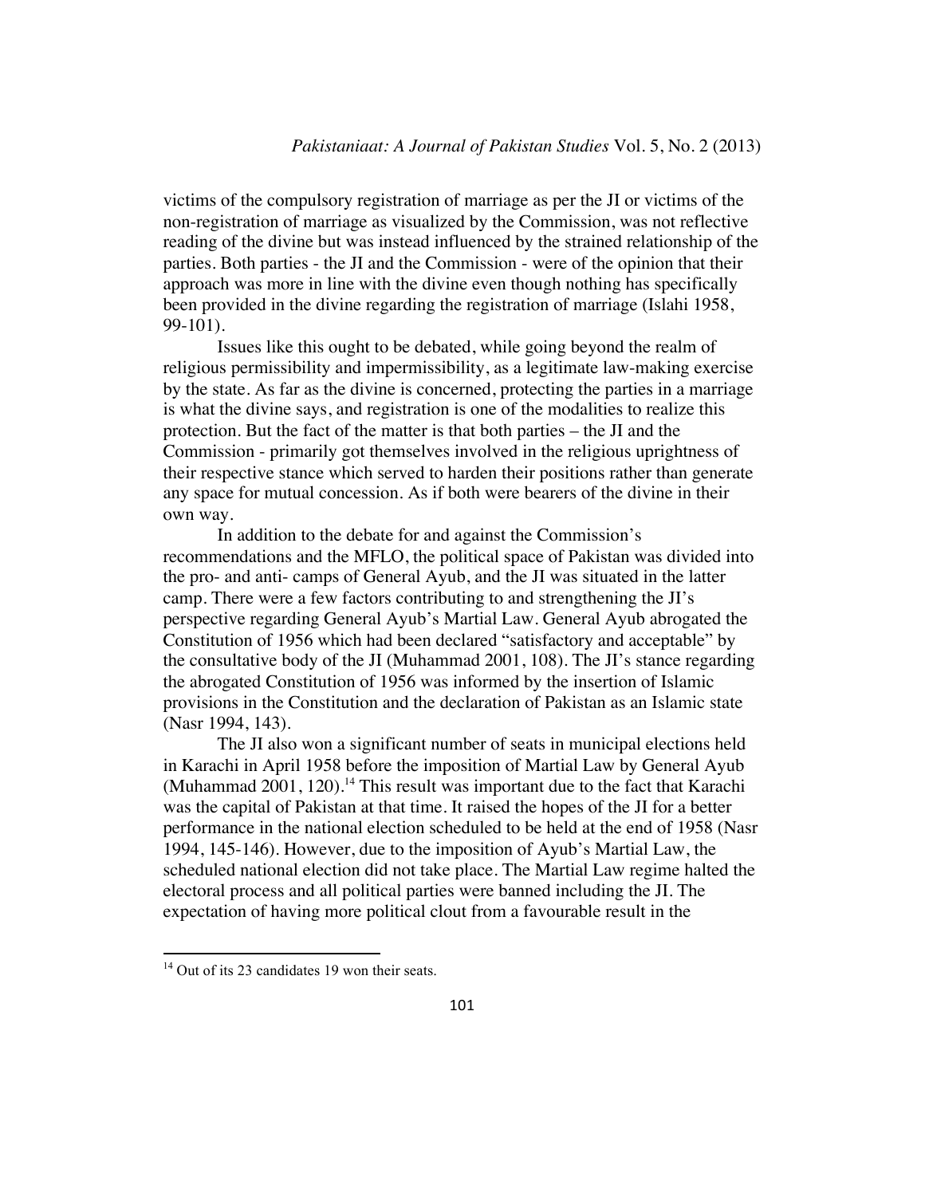victims of the compulsory registration of marriage as per the JI or victims of the non-registration of marriage as visualized by the Commission, was not reflective reading of the divine but was instead influenced by the strained relationship of the parties. Both parties - the JI and the Commission - were of the opinion that their approach was more in line with the divine even though nothing has specifically been provided in the divine regarding the registration of marriage (Islahi 1958, 99-101).

Issues like this ought to be debated, while going beyond the realm of religious permissibility and impermissibility, as a legitimate law-making exercise by the state. As far as the divine is concerned, protecting the parties in a marriage is what the divine says, and registration is one of the modalities to realize this protection. But the fact of the matter is that both parties – the JI and the Commission - primarily got themselves involved in the religious uprightness of their respective stance which served to harden their positions rather than generate any space for mutual concession. As if both were bearers of the divine in their own way.

In addition to the debate for and against the Commission's recommendations and the MFLO, the political space of Pakistan was divided into the pro- and anti- camps of General Ayub, and the JI was situated in the latter camp. There were a few factors contributing to and strengthening the JI's perspective regarding General Ayub's Martial Law. General Ayub abrogated the Constitution of 1956 which had been declared "satisfactory and acceptable" by the consultative body of the JI (Muhammad 2001, 108). The JI's stance regarding the abrogated Constitution of 1956 was informed by the insertion of Islamic provisions in the Constitution and the declaration of Pakistan as an Islamic state (Nasr 1994, 143).

The JI also won a significant number of seats in municipal elections held in Karachi in April 1958 before the imposition of Martial Law by General Ayub (Muhammad 2001, 120).[14] This result was important due to the fact that Karachi was the capital of Pakistan at that time. It raised the hopes of the JI for a better performance in the national election scheduled to be held at the end of 1958 (Nasr 1994, 145-146). However, due to the imposition of Ayub's Martial Law, the scheduled national election did not take place. The Martial Law regime halted the electoral process and all political parties were banned including the JI. The expectation of having more political clout from a favourable result in the

[14] Out of its 23 candidates 19 won their seats.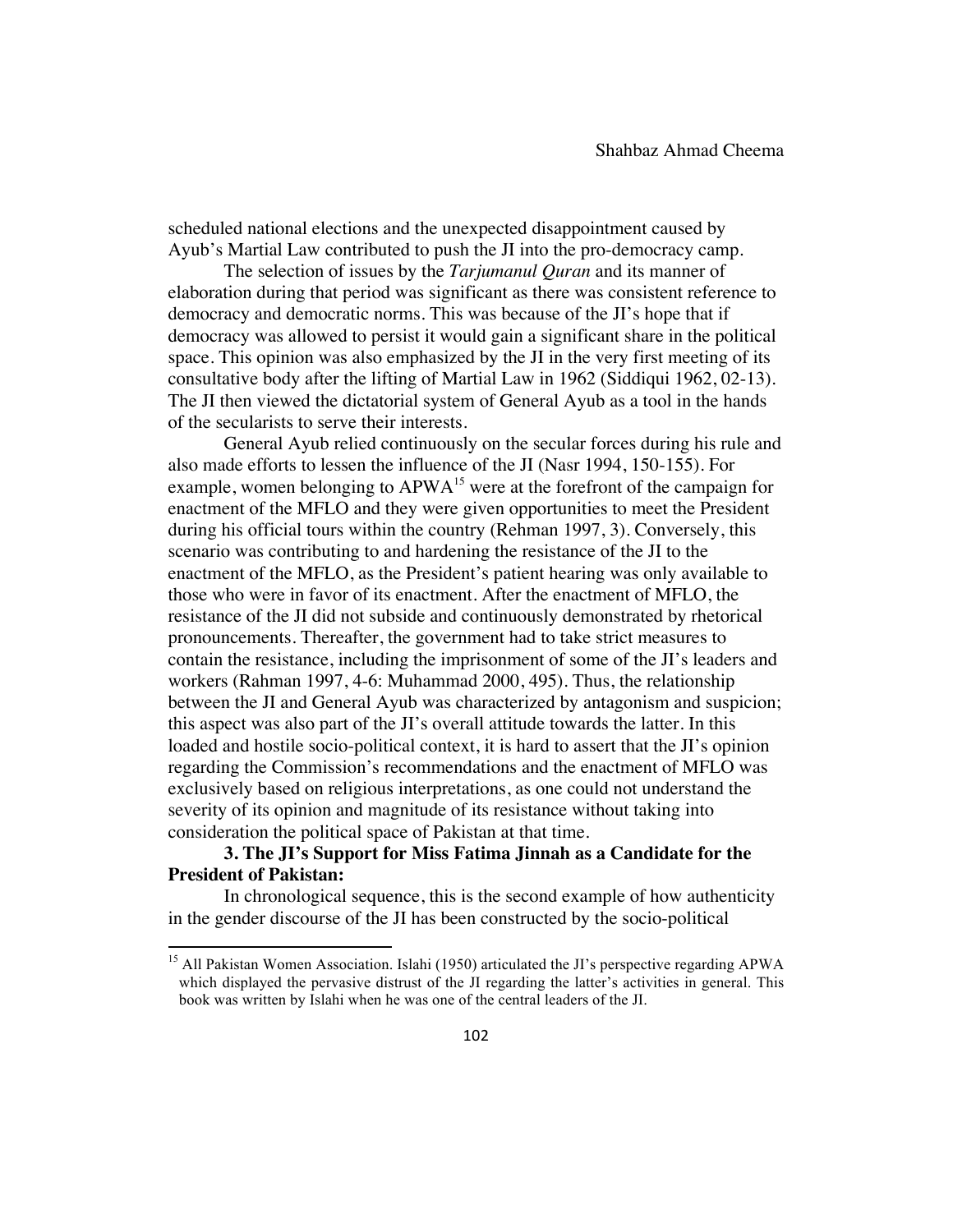scheduled national elections and the unexpected disappointment caused by Ayub's Martial Law contributed to push the JI into the pro-democracy camp.

The selection of issues by the *Tarjumanul Quran* and its manner of elaboration during that period was significant as there was consistent reference to democracy and democratic norms. This was because of the JI's hope that if democracy was allowed to persist it would gain a significant share in the political space. This opinion was also emphasized by the JI in the very first meeting of its consultative body after the lifting of Martial Law in 1962 (Siddiqui 1962, 02-13). The JI then viewed the dictatorial system of General Ayub as a tool in the hands of the secularists to serve their interests.

General Ayub relied continuously on the secular forces during his rule and also made efforts to lessen the influence of the JI (Nasr 1994, 150-155). For example, women belonging to APWA[15] were at the forefront of the campaign for enactment of the MFLO and they were given opportunities to meet the President during his official tours within the country (Rehman 1997, 3). Conversely, this scenario was contributing to and hardening the resistance of the JI to the enactment of the MFLO, as the President's patient hearing was only available to those who were in favor of its enactment. After the enactment of MFLO, the resistance of the JI did not subside and continuously demonstrated by rhetorical pronouncements. Thereafter, the government had to take strict measures to contain the resistance, including the imprisonment of some of the JI's leaders and workers (Rahman 1997, 4-6: Muhammad 2000, 495). Thus, the relationship between the JI and General Ayub was characterized by antagonism and suspicion; this aspect was also part of the JI's overall attitude towards the latter. In this loaded and hostile socio-political context, it is hard to assert that the JI's opinion regarding the Commission's recommendations and the enactment of MFLO was exclusively based on religious interpretations, as one could not understand the severity of its opinion and magnitude of its resistance without taking into consideration the political space of Pakistan at that time.

### 3. The JI's Support for Miss Fatima Jinnah as a Candidate for the President of Pakistan:

In chronological sequence, this is the second example of how authenticity in the gender discourse of the JI has been constructed by the socio-political

[15] All Pakistan Women Association. Islahi (1950) articulated the JI's perspective regarding APWA which displayed the pervasive distrust of the JI regarding the latter's activities in general. This book was written by Islahi when he was one of the central leaders of the JI.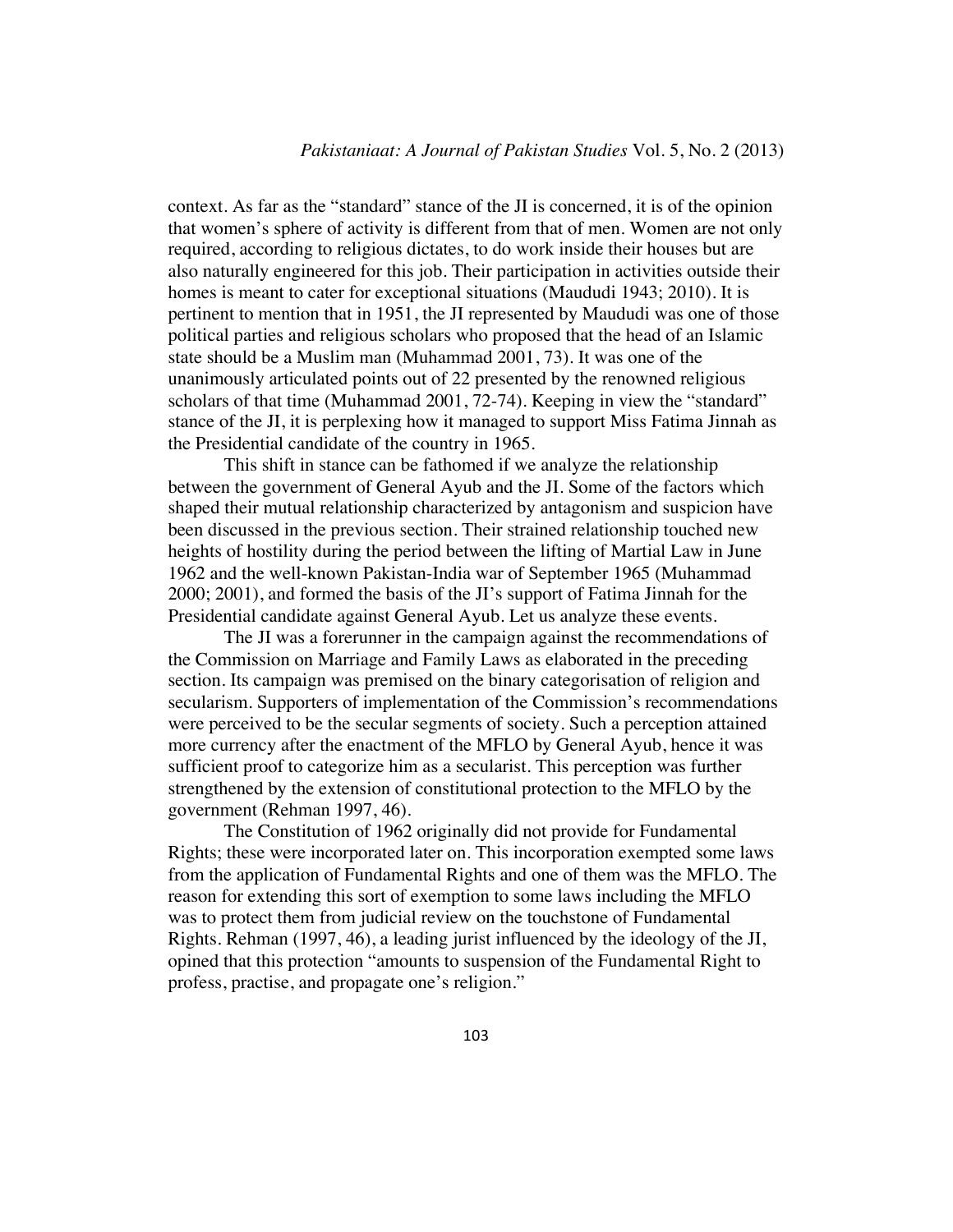context. As far as the "standard" stance of the JI is concerned, it is of the opinion that women's sphere of activity is different from that of men. Women are not only required, according to religious dictates, to do work inside their houses but are also naturally engineered for this job. Their participation in activities outside their homes is meant to cater for exceptional situations (Maududi 1943; 2010). It is pertinent to mention that in 1951, the JI represented by Maududi was one of those political parties and religious scholars who proposed that the head of an Islamic state should be a Muslim man (Muhammad 2001, 73). It was one of the unanimously articulated points out of 22 presented by the renowned religious scholars of that time (Muhammad 2001, 72-74). Keeping in view the "standard" stance of the JI, it is perplexing how it managed to support Miss Fatima Jinnah as the Presidential candidate of the country in 1965.

This shift in stance can be fathomed if we analyze the relationship between the government of General Ayub and the JI. Some of the factors which shaped their mutual relationship characterized by antagonism and suspicion have been discussed in the previous section. Their strained relationship touched new heights of hostility during the period between the lifting of Martial Law in June 1962 and the well-known Pakistan-India war of September 1965 (Muhammad 2000; 2001), and formed the basis of the JI's support of Fatima Jinnah for the Presidential candidate against General Ayub. Let us analyze these events.

The JI was a forerunner in the campaign against the recommendations of the Commission on Marriage and Family Laws as elaborated in the preceding section. Its campaign was premised on the binary categorisation of religion and secularism. Supporters of implementation of the Commission's recommendations were perceived to be the secular segments of society. Such a perception attained more currency after the enactment of the MFLO by General Ayub, hence it was sufficient proof to categorize him as a secularist. This perception was further strengthened by the extension of constitutional protection to the MFLO by the government (Rehman 1997, 46).

The Constitution of 1962 originally did not provide for Fundamental Rights; these were incorporated later on. This incorporation exempted some laws from the application of Fundamental Rights and one of them was the MFLO. The reason for extending this sort of exemption to some laws including the MFLO was to protect them from judicial review on the touchstone of Fundamental Rights. Rehman (1997, 46), a leading jurist influenced by the ideology of the JI, opined that this protection "amounts to suspension of the Fundamental Right to profess, practise, and propagate one's religion."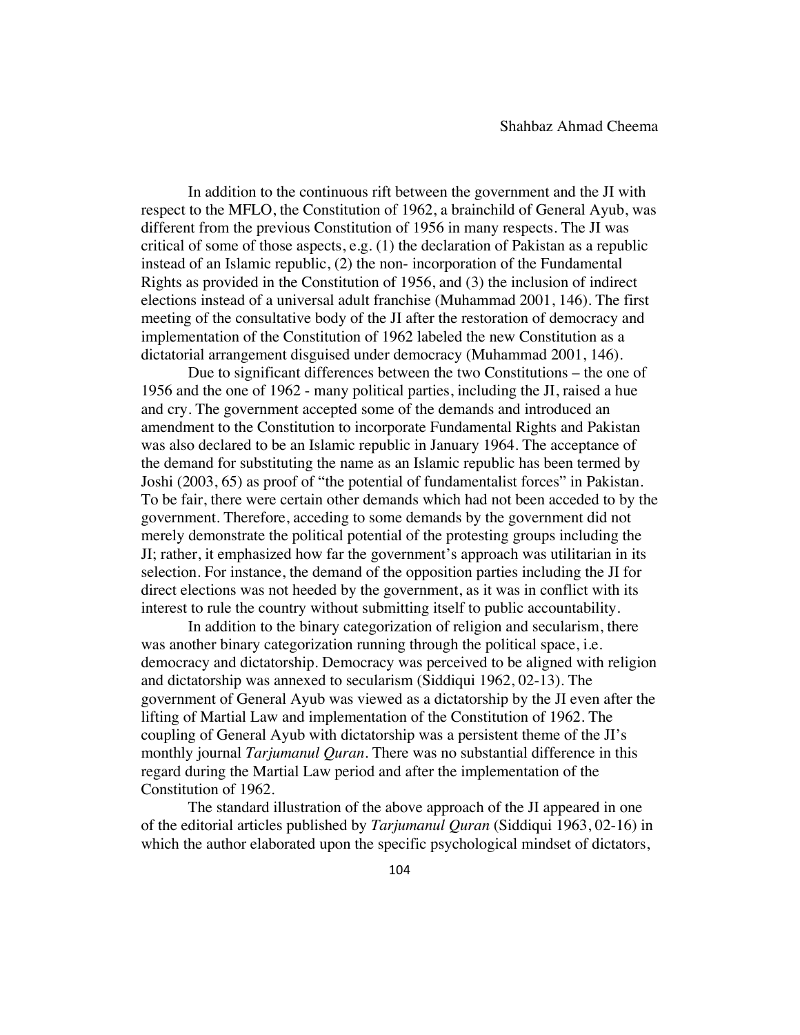In addition to the continuous rift between the government and the JI with respect to the MFLO, the Constitution of 1962, a brainchild of General Ayub, was different from the previous Constitution of 1956 in many respects. The JI was critical of some of those aspects, e.g. (1) the declaration of Pakistan as a republic instead of an Islamic republic, (2) the non- incorporation of the Fundamental Rights as provided in the Constitution of 1956, and (3) the inclusion of indirect elections instead of a universal adult franchise (Muhammad 2001, 146). The first meeting of the consultative body of the JI after the restoration of democracy and implementation of the Constitution of 1962 labeled the new Constitution as a dictatorial arrangement disguised under democracy (Muhammad 2001, 146).

Due to significant differences between the two Constitutions – the one of 1956 and the one of 1962 - many political parties, including the JI, raised a hue and cry. The government accepted some of the demands and introduced an amendment to the Constitution to incorporate Fundamental Rights and Pakistan was also declared to be an Islamic republic in January 1964. The acceptance of the demand for substituting the name as an Islamic republic has been termed by Joshi (2003, 65) as proof of "the potential of fundamentalist forces" in Pakistan. To be fair, there were certain other demands which had not been acceded to by the government. Therefore, acceding to some demands by the government did not merely demonstrate the political potential of the protesting groups including the JI; rather, it emphasized how far the government's approach was utilitarian in its selection. For instance, the demand of the opposition parties including the JI for direct elections was not heeded by the government, as it was in conflict with its interest to rule the country without submitting itself to public accountability.

In addition to the binary categorization of religion and secularism, there was another binary categorization running through the political space, i.e. democracy and dictatorship. Democracy was perceived to be aligned with religion and dictatorship was annexed to secularism (Siddiqui 1962, 02-13). The government of General Ayub was viewed as a dictatorship by the JI even after the lifting of Martial Law and implementation of the Constitution of 1962. The coupling of General Ayub with dictatorship was a persistent theme of the JI's monthly journal *Tarjumanul Quran*. There was no substantial difference in this regard during the Martial Law period and after the implementation of the Constitution of 1962.

The standard illustration of the above approach of the JI appeared in one of the editorial articles published by *Tarjumanul Quran* (Siddiqui 1963, 02-16) in which the author elaborated upon the specific psychological mindset of dictators,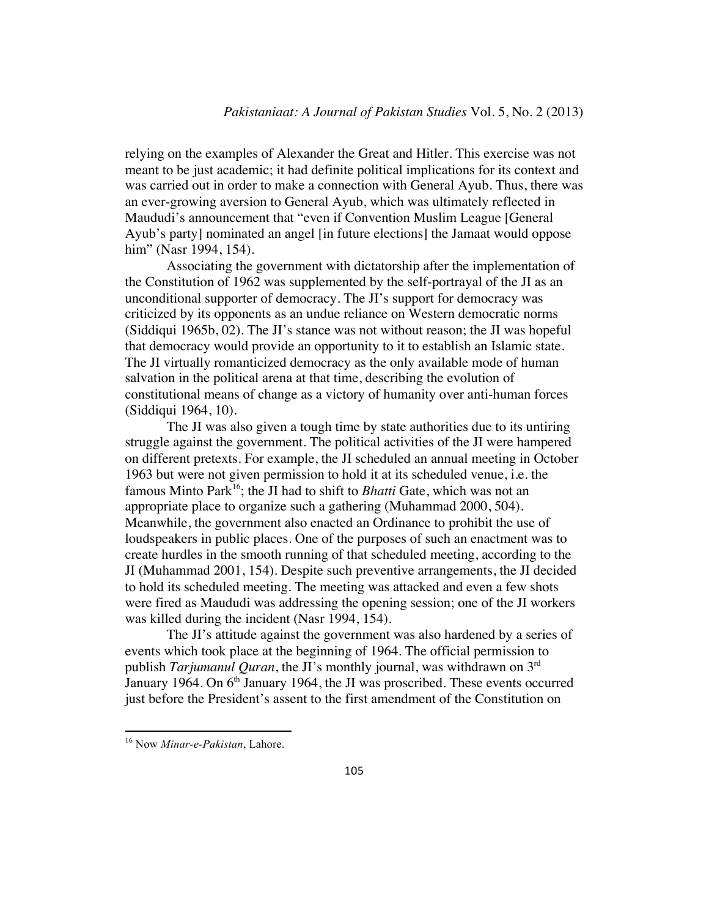relying on the examples of Alexander the Great and Hitler. This exercise was not meant to be just academic; it had definite political implications for its context and was carried out in order to make a connection with General Ayub. Thus, there was an ever-growing aversion to General Ayub, which was ultimately reflected in Maududi's announcement that "even if Convention Muslim League [General Ayub's party] nominated an angel [in future elections] the Jamaat would oppose him" (Nasr 1994, 154).

Associating the government with dictatorship after the implementation of the Constitution of 1962 was supplemented by the self-portrayal of the JI as an unconditional supporter of democracy. The JI's support for democracy was criticized by its opponents as an undue reliance on Western democratic norms (Siddiqui 1965b, 02). The JI's stance was not without reason; the JI was hopeful that democracy would provide an opportunity to it to establish an Islamic state. The JI virtually romanticized democracy as the only available mode of human salvation in the political arena at that time, describing the evolution of constitutional means of change as a victory of humanity over anti-human forces (Siddiqui 1964, 10).

The JI was also given a tough time by state authorities due to its untiring struggle against the government. The political activities of the JI were hampered on different pretexts. For example, the JI scheduled an annual meeting in October 1963 but were not given permission to hold it at its scheduled venue, i.e. the famous Minto Park[16]; the JI had to shift to *Bhatti* Gate, which was not an appropriate place to organize such a gathering (Muhammad 2000, 504). Meanwhile, the government also enacted an Ordinance to prohibit the use of loudspeakers in public places. One of the purposes of such an enactment was to create hurdles in the smooth running of that scheduled meeting, according to the JI (Muhammad 2001, 154). Despite such preventive arrangements, the JI decided to hold its scheduled meeting. The meeting was attacked and even a few shots were fired as Maududi was addressing the opening session; one of the JI workers was killed during the incident (Nasr 1994, 154).

The JI's attitude against the government was also hardened by a series of events which took place at the beginning of 1964. The official permission to publish *Tarjumanul Quran*, the JI's monthly journal, was withdrawn on 3rd January 1964. On 6th January 1964, the JI was proscribed. These events occurred just before the President's assent to the first amendment of the Constitution on

---

[16] Now *Minar-e-Pakistan*, Lahore.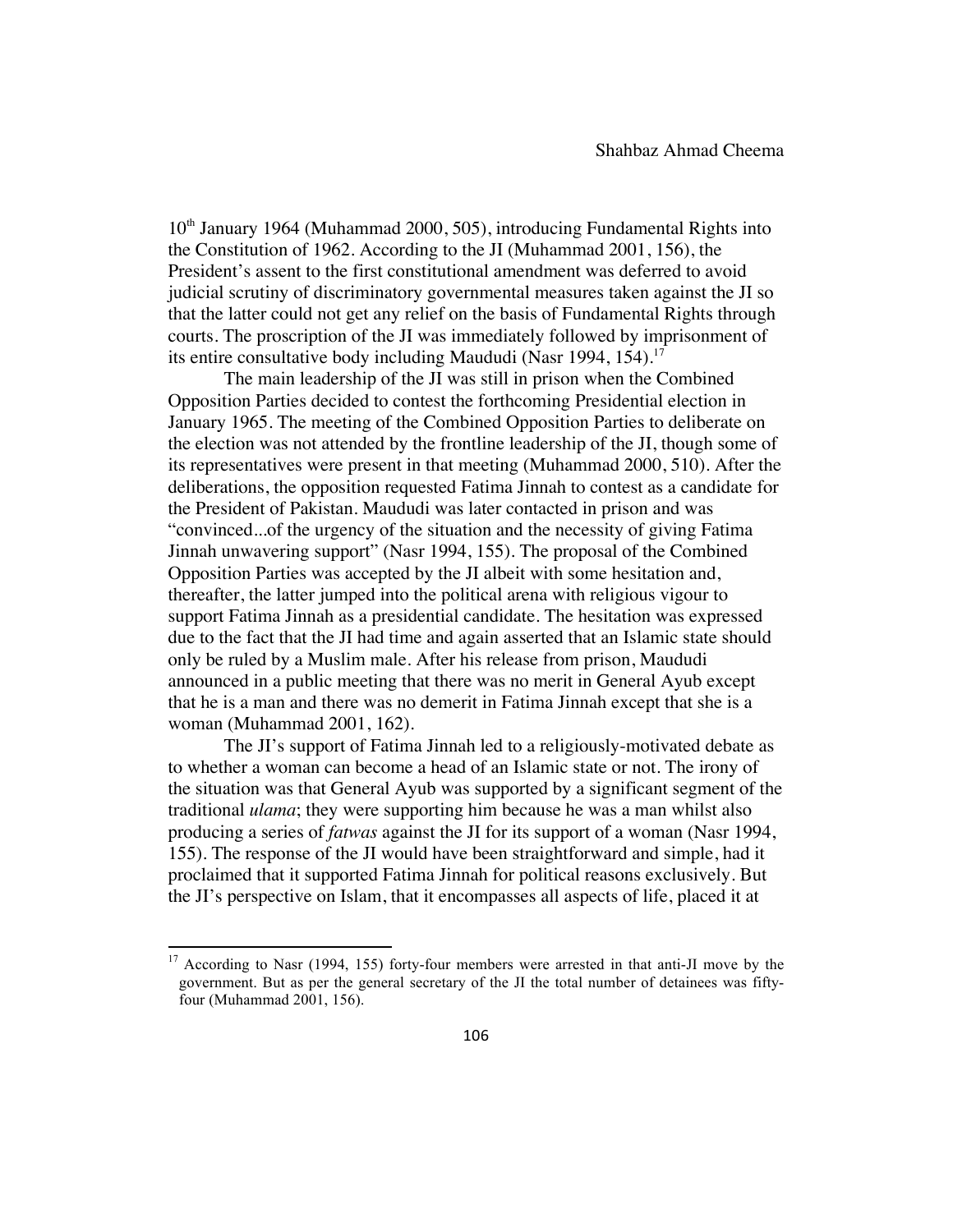10th January 1964 (Muhammad 2000, 505), introducing Fundamental Rights into the Constitution of 1962. According to the JI (Muhammad 2001, 156), the President's assent to the first constitutional amendment was deferred to avoid judicial scrutiny of discriminatory governmental measures taken against the JI so that the latter could not get any relief on the basis of Fundamental Rights through courts. The proscription of the JI was immediately followed by imprisonment of its entire consultative body including Maududi (Nasr 1994, 154).[17]

The main leadership of the JI was still in prison when the Combined Opposition Parties decided to contest the forthcoming Presidential election in January 1965. The meeting of the Combined Opposition Parties to deliberate on the election was not attended by the frontline leadership of the JI, though some of its representatives were present in that meeting (Muhammad 2000, 510). After the deliberations, the opposition requested Fatima Jinnah to contest as a candidate for the President of Pakistan. Maududi was later contacted in prison and was "convinced...of the urgency of the situation and the necessity of giving Fatima Jinnah unwavering support" (Nasr 1994, 155). The proposal of the Combined Opposition Parties was accepted by the JI albeit with some hesitation and, thereafter, the latter jumped into the political arena with religious vigour to support Fatima Jinnah as a presidential candidate. The hesitation was expressed due to the fact that the JI had time and again asserted that an Islamic state should only be ruled by a Muslim male. After his release from prison, Maududi announced in a public meeting that there was no merit in General Ayub except that he is a man and there was no demerit in Fatima Jinnah except that she is a woman (Muhammad 2001, 162).

The JI's support of Fatima Jinnah led to a religiously-motivated debate as to whether a woman can become a head of an Islamic state or not. The irony of the situation was that General Ayub was supported by a significant segment of the traditional *ulama*; they were supporting him because he was a man whilst also producing a series of *fatwas* against the JI for its support of a woman (Nasr 1994, 155). The response of the JI would have been straightforward and simple, had it proclaimed that it supported Fatima Jinnah for political reasons exclusively. But the JI's perspective on Islam, that it encompasses all aspects of life, placed it at

[17] According to Nasr (1994, 155) forty-four members were arrested in that anti-JI move by the government. But as per the general secretary of the JI the total number of detainees was fifty-four (Muhammad 2001, 156).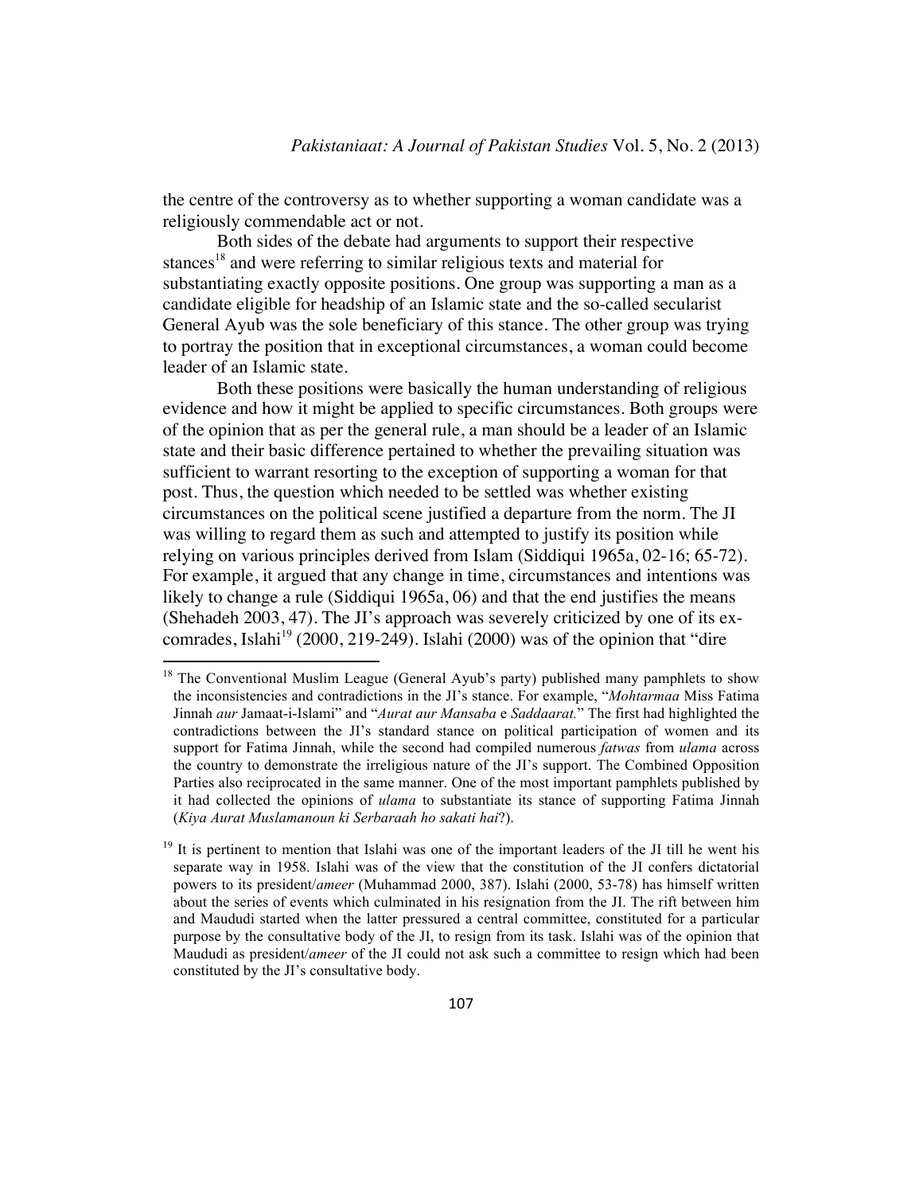the centre of the controversy as to whether supporting a woman candidate was a religiously commendable act or not.

Both sides of the debate had arguments to support their respective stances[18] and were referring to similar religious texts and material for substantiating exactly opposite positions. One group was supporting a man as a candidate eligible for headship of an Islamic state and the so-called secularist General Ayub was the sole beneficiary of this stance. The other group was trying to portray the position that in exceptional circumstances, a woman could become leader of an Islamic state.

Both these positions were basically the human understanding of religious evidence and how it might be applied to specific circumstances. Both groups were of the opinion that as per the general rule, a man should be a leader of an Islamic state and their basic difference pertained to whether the prevailing situation was sufficient to warrant resorting to the exception of supporting a woman for that post. Thus, the question which needed to be settled was whether existing circumstances on the political scene justified a departure from the norm. The JI was willing to regard them as such and attempted to justify its position while relying on various principles derived from Islam (Siddiqui 1965a, 02-16; 65-72). For example, it argued that any change in time, circumstances and intentions was likely to change a rule (Siddiqui 1965a, 06) and that the end justifies the means (Shehadeh 2003, 47). The JI's approach was severely criticized by one of its ex-comrades, Islahi[19] (2000, 219-249). Islahi (2000) was of the opinion that "dire

---

[18] The Conventional Muslim League (General Ayub's party) published many pamphlets to show the inconsistencies and contradictions in the JI's stance. For example, "*Mohtarmaa* Miss Fatima Jinnah *aur* Jamaat-i-Islami" and "*Aurat aur Mansaba* e *Saddaarat.*" The first had highlighted the contradictions between the JI's standard stance on political participation of women and its support for Fatima Jinnah, while the second had compiled numerous *fatwas* from *ulama* across the country to demonstrate the irreligious nature of the JI's support. The Combined Opposition Parties also reciprocated in the same manner. One of the most important pamphlets published by it had collected the opinions of *ulama* to substantiate its stance of supporting Fatima Jinnah (*Kiya Aurat Muslamanoun ki Serbaraah ho sakati hai*?).

[19] It is pertinent to mention that Islahi was one of the important leaders of the JI till he went his separate way in 1958. Islahi was of the view that the constitution of the JI confers dictatorial powers to its president/*ameer* (Muhammad 2000, 387). Islahi (2000, 53-78) has himself written about the series of events which culminated in his resignation from the JI. The rift between him and Maududi started when the latter pressured a central committee, constituted for a particular purpose by the consultative body of the JI, to resign from its task. Islahi was of the opinion that Maududi as president/*ameer* of the JI could not ask such a committee to resign which had been constituted by the JI's consultative body.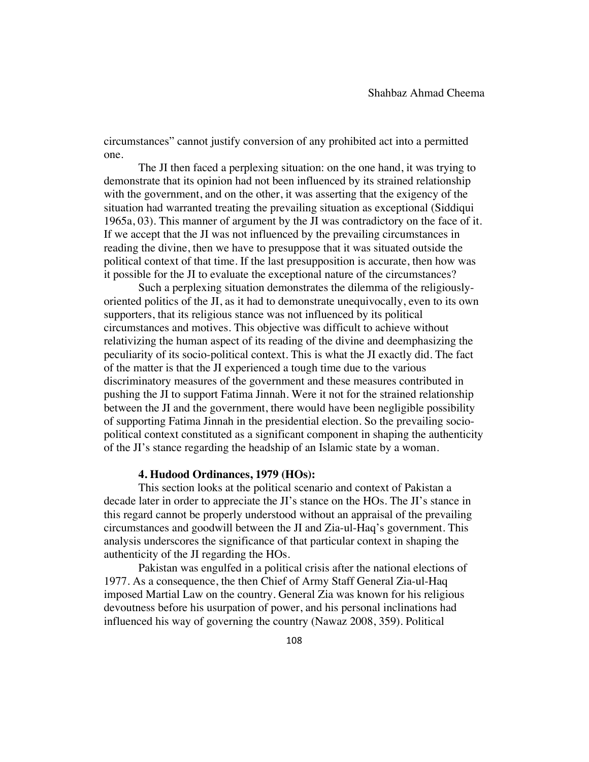circumstances" cannot justify conversion of any prohibited act into a permitted one.

The JI then faced a perplexing situation: on the one hand, it was trying to demonstrate that its opinion had not been influenced by its strained relationship with the government, and on the other, it was asserting that the exigency of the situation had warranted treating the prevailing situation as exceptional (Siddiqui 1965a, 03). This manner of argument by the JI was contradictory on the face of it. If we accept that the JI was not influenced by the prevailing circumstances in reading the divine, then we have to presuppose that it was situated outside the political context of that time. If the last presupposition is accurate, then how was it possible for the JI to evaluate the exceptional nature of the circumstances?

Such a perplexing situation demonstrates the dilemma of the religiously-oriented politics of the JI, as it had to demonstrate unequivocally, even to its own supporters, that its religious stance was not influenced by its political circumstances and motives. This objective was difficult to achieve without relativizing the human aspect of its reading of the divine and deemphasizing the peculiarity of its socio-political context. This is what the JI exactly did. The fact of the matter is that the JI experienced a tough time due to the various discriminatory measures of the government and these measures contributed in pushing the JI to support Fatima Jinnah. Were it not for the strained relationship between the JI and the government, there would have been negligible possibility of supporting Fatima Jinnah in the presidential election. So the prevailing socio-political context constituted as a significant component in shaping the authenticity of the JI's stance regarding the headship of an Islamic state by a woman.

## 4. Hudood Ordinances, 1979 (HOs):

This section looks at the political scenario and context of Pakistan a decade later in order to appreciate the JI's stance on the HOs. The JI's stance in this regard cannot be properly understood without an appraisal of the prevailing circumstances and goodwill between the JI and Zia-ul-Haq's government. This analysis underscores the significance of that particular context in shaping the authenticity of the JI regarding the HOs.

Pakistan was engulfed in a political crisis after the national elections of 1977. As a consequence, the then Chief of Army Staff General Zia-ul-Haq imposed Martial Law on the country. General Zia was known for his religious devoutness before his usurpation of power, and his personal inclinations had influenced his way of governing the country (Nawaz 2008, 359). Political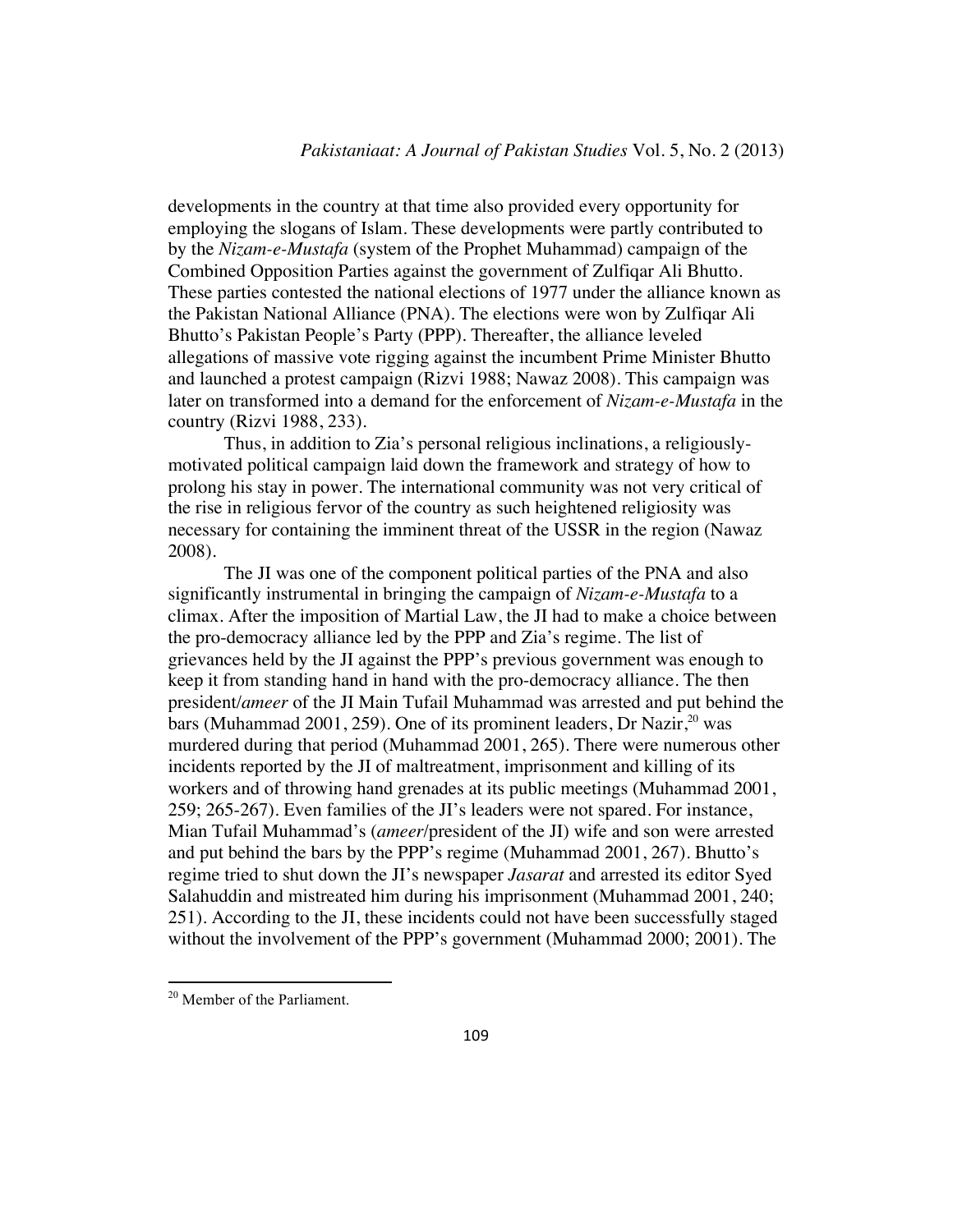developments in the country at that time also provided every opportunity for employing the slogans of Islam. These developments were partly contributed to by the *Nizam-e-Mustafa* (system of the Prophet Muhammad) campaign of the Combined Opposition Parties against the government of Zulfiqar Ali Bhutto. These parties contested the national elections of 1977 under the alliance known as the Pakistan National Alliance (PNA). The elections were won by Zulfiqar Ali Bhutto's Pakistan People's Party (PPP). Thereafter, the alliance leveled allegations of massive vote rigging against the incumbent Prime Minister Bhutto and launched a protest campaign (Rizvi 1988; Nawaz 2008). This campaign was later on transformed into a demand for the enforcement of *Nizam-e-Mustafa* in the country (Rizvi 1988, 233).

Thus, in addition to Zia's personal religious inclinations, a religiously-motivated political campaign laid down the framework and strategy of how to prolong his stay in power. The international community was not very critical of the rise in religious fervor of the country as such heightened religiosity was necessary for containing the imminent threat of the USSR in the region (Nawaz 2008).

The JI was one of the component political parties of the PNA and also significantly instrumental in bringing the campaign of *Nizam-e-Mustafa* to a climax. After the imposition of Martial Law, the JI had to make a choice between the pro-democracy alliance led by the PPP and Zia's regime. The list of grievances held by the JI against the PPP's previous government was enough to keep it from standing hand in hand with the pro-democracy alliance. The then president/*ameer* of the JI Main Tufail Muhammad was arrested and put behind the bars (Muhammad 2001, 259). One of its prominent leaders, Dr Nazir,[20] was murdered during that period (Muhammad 2001, 265). There were numerous other incidents reported by the JI of maltreatment, imprisonment and killing of its workers and of throwing hand grenades at its public meetings (Muhammad 2001, 259; 265-267). Even families of the JI's leaders were not spared. For instance, Mian Tufail Muhammad's (*ameer*/president of the JI) wife and son were arrested and put behind the bars by the PPP's regime (Muhammad 2001, 267). Bhutto's regime tried to shut down the JI's newspaper *Jasarat* and arrested its editor Syed Salahuddin and mistreated him during his imprisonment (Muhammad 2001, 240; 251). According to the JI, these incidents could not have been successfully staged without the involvement of the PPP's government (Muhammad 2000; 2001). The

[20] Member of the Parliament.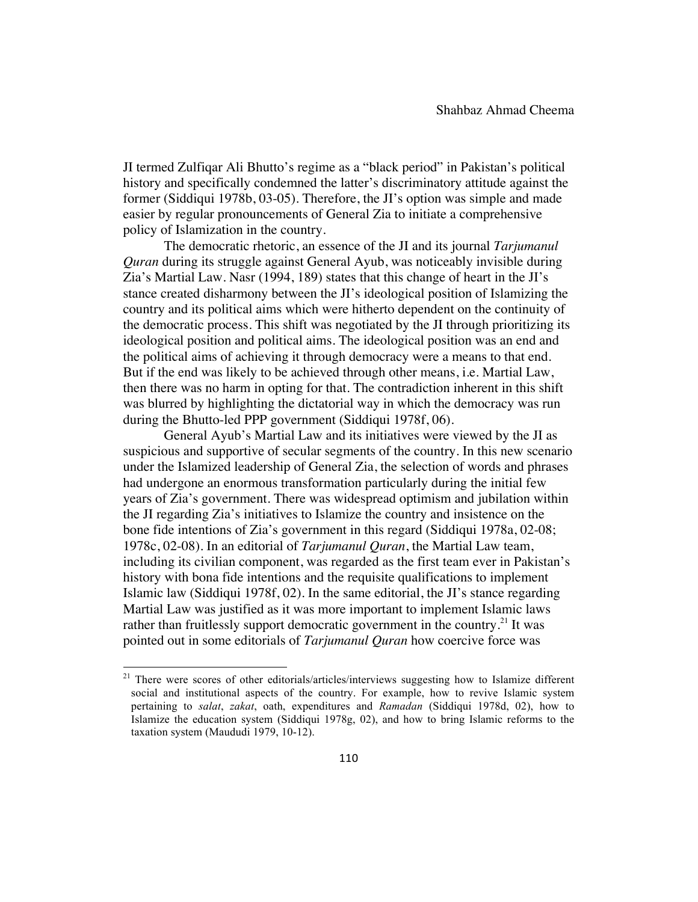JI termed Zulfiqar Ali Bhutto's regime as a "black period" in Pakistan's political history and specifically condemned the latter's discriminatory attitude against the former (Siddiqui 1978b, 03-05). Therefore, the JI's option was simple and made easier by regular pronouncements of General Zia to initiate a comprehensive policy of Islamization in the country.

The democratic rhetoric, an essence of the JI and its journal *Tarjumanul Quran* during its struggle against General Ayub, was noticeably invisible during Zia's Martial Law. Nasr (1994, 189) states that this change of heart in the JI's stance created disharmony between the JI's ideological position of Islamizing the country and its political aims which were hitherto dependent on the continuity of the democratic process. This shift was negotiated by the JI through prioritizing its ideological position and political aims. The ideological position was an end and the political aims of achieving it through democracy were a means to that end. But if the end was likely to be achieved through other means, i.e. Martial Law, then there was no harm in opting for that. The contradiction inherent in this shift was blurred by highlighting the dictatorial way in which the democracy was run during the Bhutto-led PPP government (Siddiqui 1978f, 06).

General Ayub's Martial Law and its initiatives were viewed by the JI as suspicious and supportive of secular segments of the country. In this new scenario under the Islamized leadership of General Zia, the selection of words and phrases had undergone an enormous transformation particularly during the initial few years of Zia's government. There was widespread optimism and jubilation within the JI regarding Zia's initiatives to Islamize the country and insistence on the bone fide intentions of Zia's government in this regard (Siddiqui 1978a, 02-08; 1978c, 02-08). In an editorial of *Tarjumanul Quran*, the Martial Law team, including its civilian component, was regarded as the first team ever in Pakistan's history with bona fide intentions and the requisite qualifications to implement Islamic law (Siddiqui 1978f, 02). In the same editorial, the JI's stance regarding Martial Law was justified as it was more important to implement Islamic laws rather than fruitlessly support democratic government in the country.[21] It was pointed out in some editorials of *Tarjumanul Quran* how coercive force was

[21] There were scores of other editorials/articles/interviews suggesting how to Islamize different social and institutional aspects of the country. For example, how to revive Islamic system pertaining to *salat*, *zakat*, oath, expenditures and *Ramadan* (Siddiqui 1978d, 02), how to Islamize the education system (Siddiqui 1978g, 02), and how to bring Islamic reforms to the taxation system (Maududi 1979, 10-12).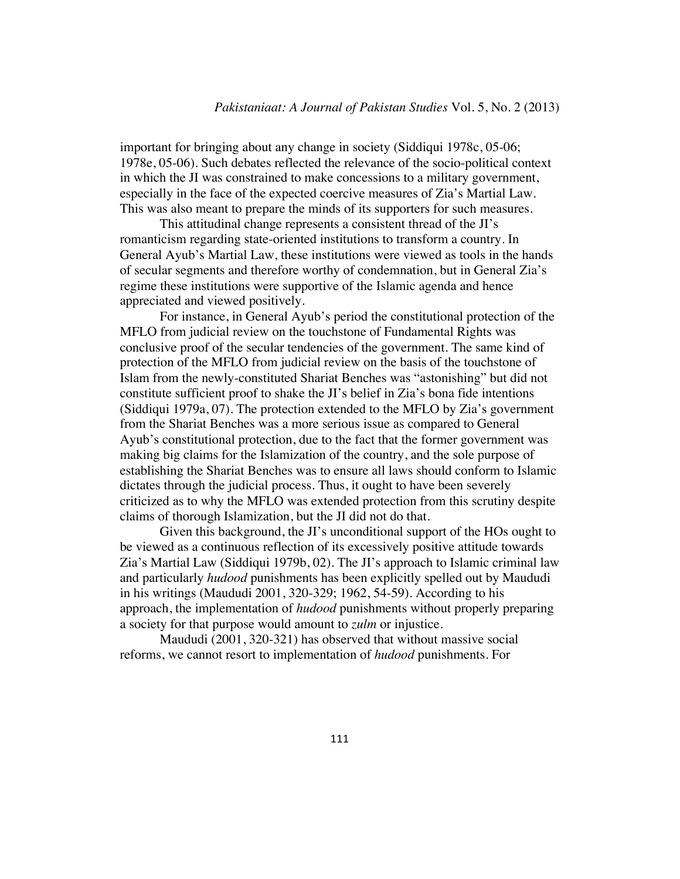important for bringing about any change in society (Siddiqui 1978c, 05-06; 1978e, 05-06). Such debates reflected the relevance of the socio-political context in which the JI was constrained to make concessions to a military government, especially in the face of the expected coercive measures of Zia's Martial Law. This was also meant to prepare the minds of its supporters for such measures.

This attitudinal change represents a consistent thread of the JI's romanticism regarding state-oriented institutions to transform a country. In General Ayub's Martial Law, these institutions were viewed as tools in the hands of secular segments and therefore worthy of condemnation, but in General Zia's regime these institutions were supportive of the Islamic agenda and hence appreciated and viewed positively.

For instance, in General Ayub's period the constitutional protection of the MFLO from judicial review on the touchstone of Fundamental Rights was conclusive proof of the secular tendencies of the government. The same kind of protection of the MFLO from judicial review on the basis of the touchstone of Islam from the newly-constituted Shariat Benches was "astonishing" but did not constitute sufficient proof to shake the JI's belief in Zia's bona fide intentions (Siddiqui 1979a, 07). The protection extended to the MFLO by Zia's government from the Shariat Benches was a more serious issue as compared to General Ayub's constitutional protection, due to the fact that the former government was making big claims for the Islamization of the country, and the sole purpose of establishing the Shariat Benches was to ensure all laws should conform to Islamic dictates through the judicial process. Thus, it ought to have been severely criticized as to why the MFLO was extended protection from this scrutiny despite claims of thorough Islamization, but the JI did not do that.

Given this background, the JI's unconditional support of the HOs ought to be viewed as a continuous reflection of its excessively positive attitude towards Zia's Martial Law (Siddiqui 1979b, 02). The JI's approach to Islamic criminal law and particularly *hudood* punishments has been explicitly spelled out by Maududi in his writings (Maududi 2001, 320-329; 1962, 54-59). According to his approach, the implementation of *hudood* punishments without properly preparing a society for that purpose would amount to *zulm* or injustice.

Maududi (2001, 320-321) has observed that without massive social reforms, we cannot resort to implementation of *hudood* punishments. For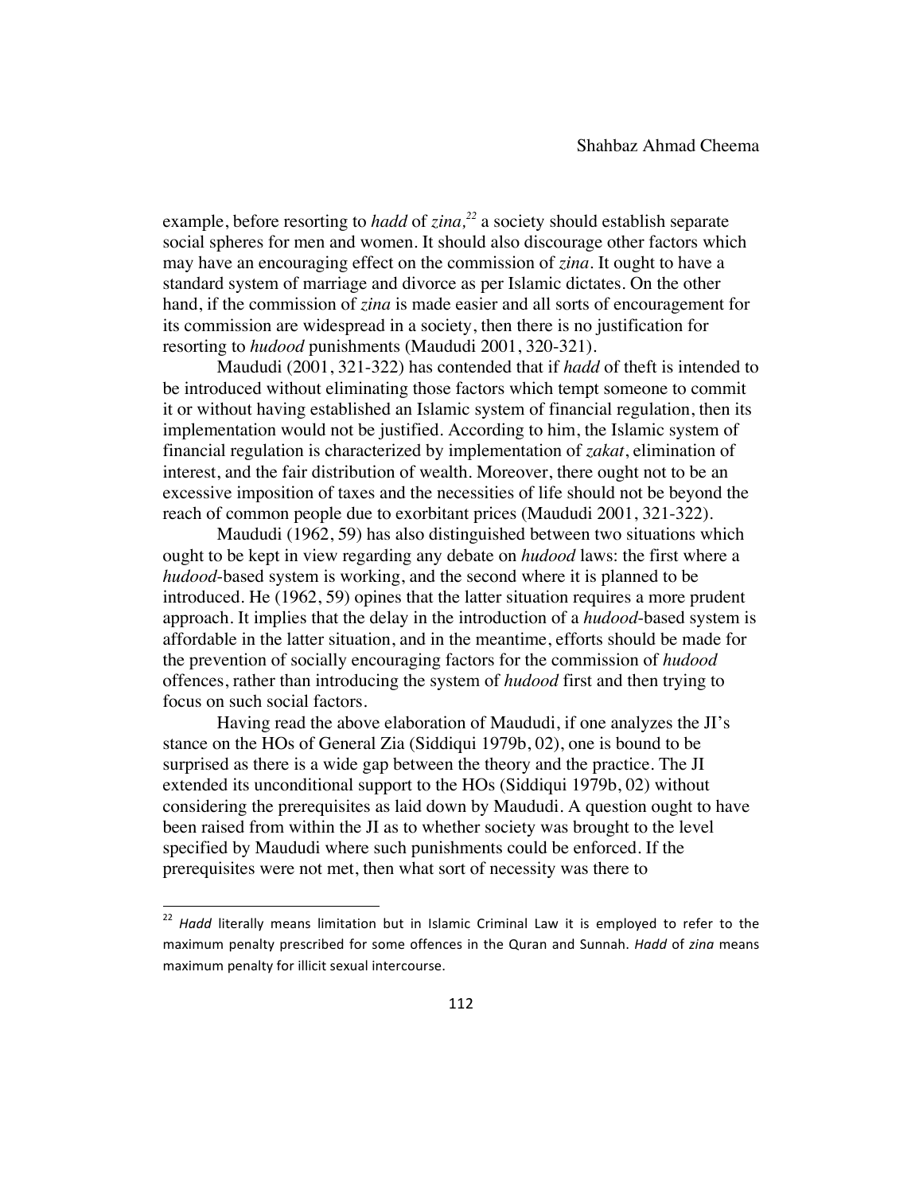example, before resorting to *hadd* of *zina,*[22] a society should establish separate social spheres for men and women. It should also discourage other factors which may have an encouraging effect on the commission of *zina*. It ought to have a standard system of marriage and divorce as per Islamic dictates. On the other hand, if the commission of *zina* is made easier and all sorts of encouragement for its commission are widespread in a society, then there is no justification for resorting to *hudood* punishments (Maududi 2001, 320-321).

Maududi (2001, 321-322) has contended that if *hadd* of theft is intended to be introduced without eliminating those factors which tempt someone to commit it or without having established an Islamic system of financial regulation, then its implementation would not be justified. According to him, the Islamic system of financial regulation is characterized by implementation of *zakat*, elimination of interest, and the fair distribution of wealth. Moreover, there ought not to be an excessive imposition of taxes and the necessities of life should not be beyond the reach of common people due to exorbitant prices (Maududi 2001, 321-322).

Maududi (1962, 59) has also distinguished between two situations which ought to be kept in view regarding any debate on *hudood* laws: the first where a *hudood*-based system is working, and the second where it is planned to be introduced. He (1962, 59) opines that the latter situation requires a more prudent approach. It implies that the delay in the introduction of a *hudood*-based system is affordable in the latter situation, and in the meantime, efforts should be made for the prevention of socially encouraging factors for the commission of *hudood* offences, rather than introducing the system of *hudood* first and then trying to focus on such social factors.

Having read the above elaboration of Maududi, if one analyzes the JI's stance on the HOs of General Zia (Siddiqui 1979b, 02), one is bound to be surprised as there is a wide gap between the theory and the practice. The JI extended its unconditional support to the HOs (Siddiqui 1979b, 02) without considering the prerequisites as laid down by Maududi. A question ought to have been raised from within the JI as to whether society was brought to the level specified by Maududi where such punishments could be enforced. If the prerequisites were not met, then what sort of necessity was there to

---

[22] *Hadd* literally means limitation but in Islamic Criminal Law it is employed to refer to the maximum penalty prescribed for some offences in the Quran and Sunnah. *Hadd* of *zina* means maximum penalty for illicit sexual intercourse.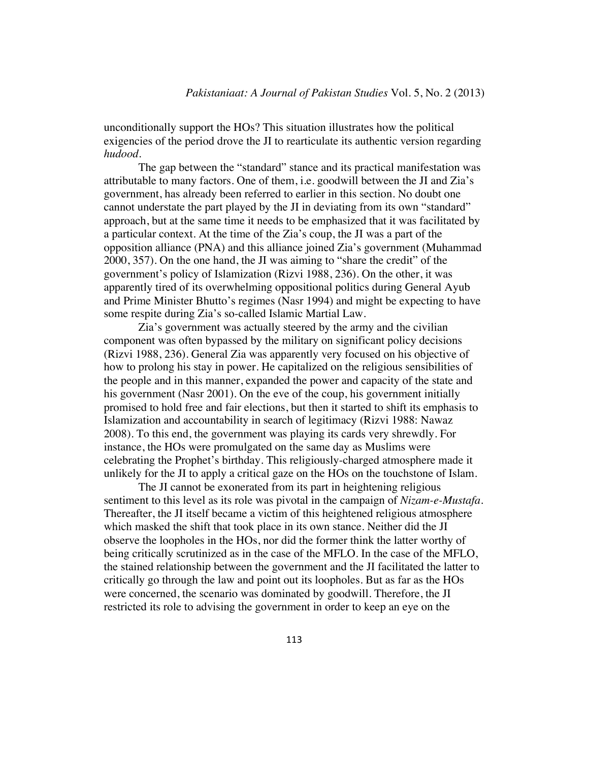unconditionally support the HOs? This situation illustrates how the political exigencies of the period drove the JI to rearticulate its authentic version regarding *hudood*.

The gap between the "standard" stance and its practical manifestation was attributable to many factors. One of them, i.e. goodwill between the JI and Zia's government, has already been referred to earlier in this section. No doubt one cannot understate the part played by the JI in deviating from its own "standard" approach, but at the same time it needs to be emphasized that it was facilitated by a particular context. At the time of the Zia's coup, the JI was a part of the opposition alliance (PNA) and this alliance joined Zia's government (Muhammad 2000, 357). On the one hand, the JI was aiming to "share the credit" of the government's policy of Islamization (Rizvi 1988, 236). On the other, it was apparently tired of its overwhelming oppositional politics during General Ayub and Prime Minister Bhutto's regimes (Nasr 1994) and might be expecting to have some respite during Zia's so-called Islamic Martial Law.

Zia's government was actually steered by the army and the civilian component was often bypassed by the military on significant policy decisions (Rizvi 1988, 236). General Zia was apparently very focused on his objective of how to prolong his stay in power. He capitalized on the religious sensibilities of the people and in this manner, expanded the power and capacity of the state and his government (Nasr 2001). On the eve of the coup, his government initially promised to hold free and fair elections, but then it started to shift its emphasis to Islamization and accountability in search of legitimacy (Rizvi 1988: Nawaz 2008). To this end, the government was playing its cards very shrewdly. For instance, the HOs were promulgated on the same day as Muslims were celebrating the Prophet's birthday. This religiously-charged atmosphere made it unlikely for the JI to apply a critical gaze on the HOs on the touchstone of Islam.

The JI cannot be exonerated from its part in heightening religious sentiment to this level as its role was pivotal in the campaign of *Nizam-e-Mustafa*. Thereafter, the JI itself became a victim of this heightened religious atmosphere which masked the shift that took place in its own stance. Neither did the JI observe the loopholes in the HOs, nor did the former think the latter worthy of being critically scrutinized as in the case of the MFLO. In the case of the MFLO, the stained relationship between the government and the JI facilitated the latter to critically go through the law and point out its loopholes. But as far as the HOs were concerned, the scenario was dominated by goodwill. Therefore, the JI restricted its role to advising the government in order to keep an eye on the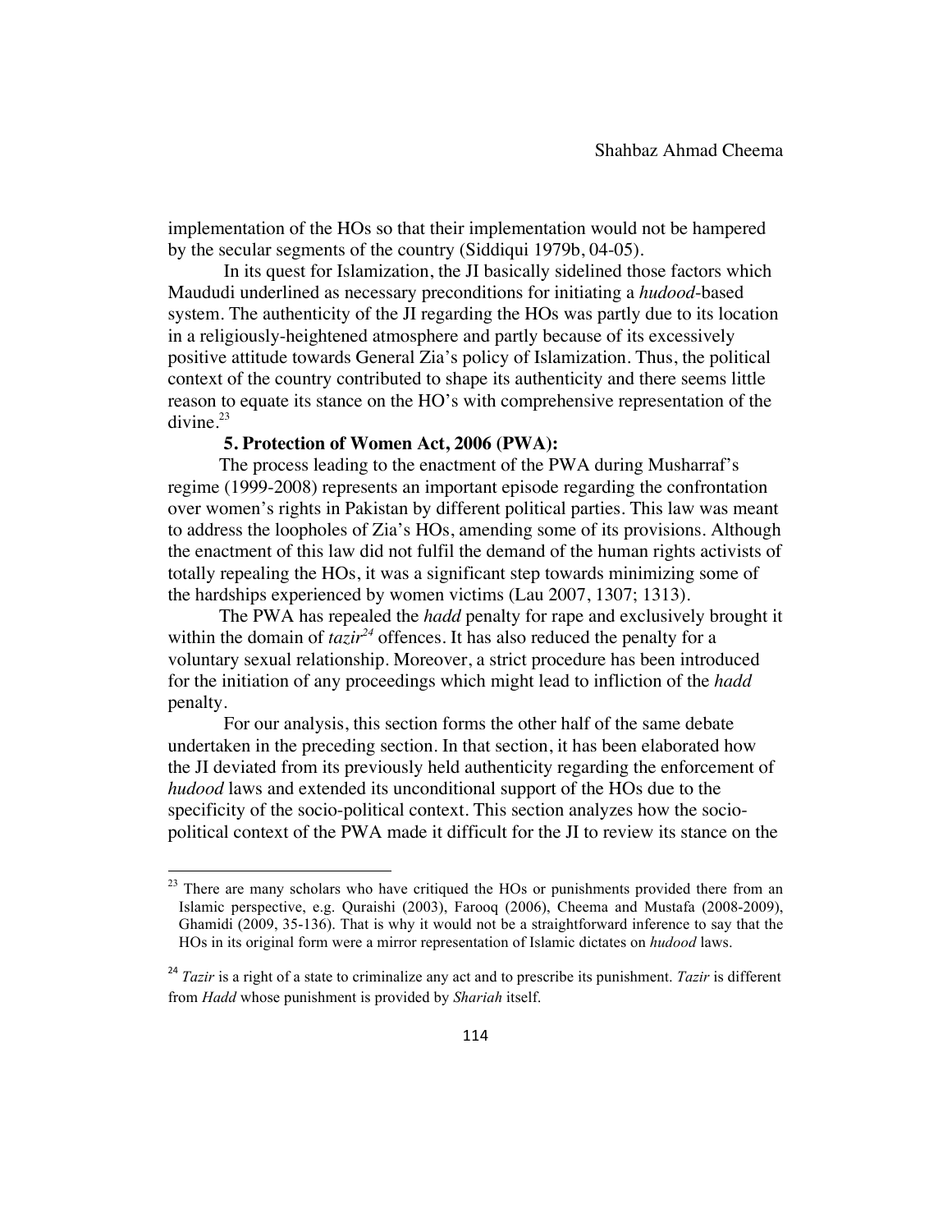implementation of the HOs so that their implementation would not be hampered by the secular segments of the country (Siddiqui 1979b, 04-05).

In its quest for Islamization, the JI basically sidelined those factors which Maududi underlined as necessary preconditions for initiating a *hudood*-based system. The authenticity of the JI regarding the HOs was partly due to its location in a religiously-heightened atmosphere and partly because of its excessively positive attitude towards General Zia's policy of Islamization. Thus, the political context of the country contributed to shape its authenticity and there seems little reason to equate its stance on the HO's with comprehensive representation of the divine.[23]

### 5. Protection of Women Act, 2006 (PWA):

The process leading to the enactment of the PWA during Musharraf's regime (1999-2008) represents an important episode regarding the confrontation over women's rights in Pakistan by different political parties. This law was meant to address the loopholes of Zia's HOs, amending some of its provisions. Although the enactment of this law did not fulfil the demand of the human rights activists of totally repealing the HOs, it was a significant step towards minimizing some of the hardships experienced by women victims (Lau 2007, 1307; 1313).

The PWA has repealed the *hadd* penalty for rape and exclusively brought it within the domain of *tazir*[24] offences. It has also reduced the penalty for a voluntary sexual relationship. Moreover, a strict procedure has been introduced for the initiation of any proceedings which might lead to infliction of the *hadd* penalty.

For our analysis, this section forms the other half of the same debate undertaken in the preceding section. In that section, it has been elaborated how the JI deviated from its previously held authenticity regarding the enforcement of *hudood* laws and extended its unconditional support of the HOs due to the specificity of the socio-political context. This section analyzes how the socio-political context of the PWA made it difficult for the JI to review its stance on the

---

[23] There are many scholars who have critiqued the HOs or punishments provided there from an Islamic perspective, e.g. Quraishi (2003), Farooq (2006), Cheema and Mustafa (2008-2009), Ghamidi (2009, 35-136). That is why it would not be a straightforward inference to say that the HOs in its original form were a mirror representation of Islamic dictates on *hudood* laws.

[24] *Tazir* is a right of a state to criminalize any act and to prescribe its punishment. *Tazir* is different from *Hadd* whose punishment is provided by *Shariah* itself.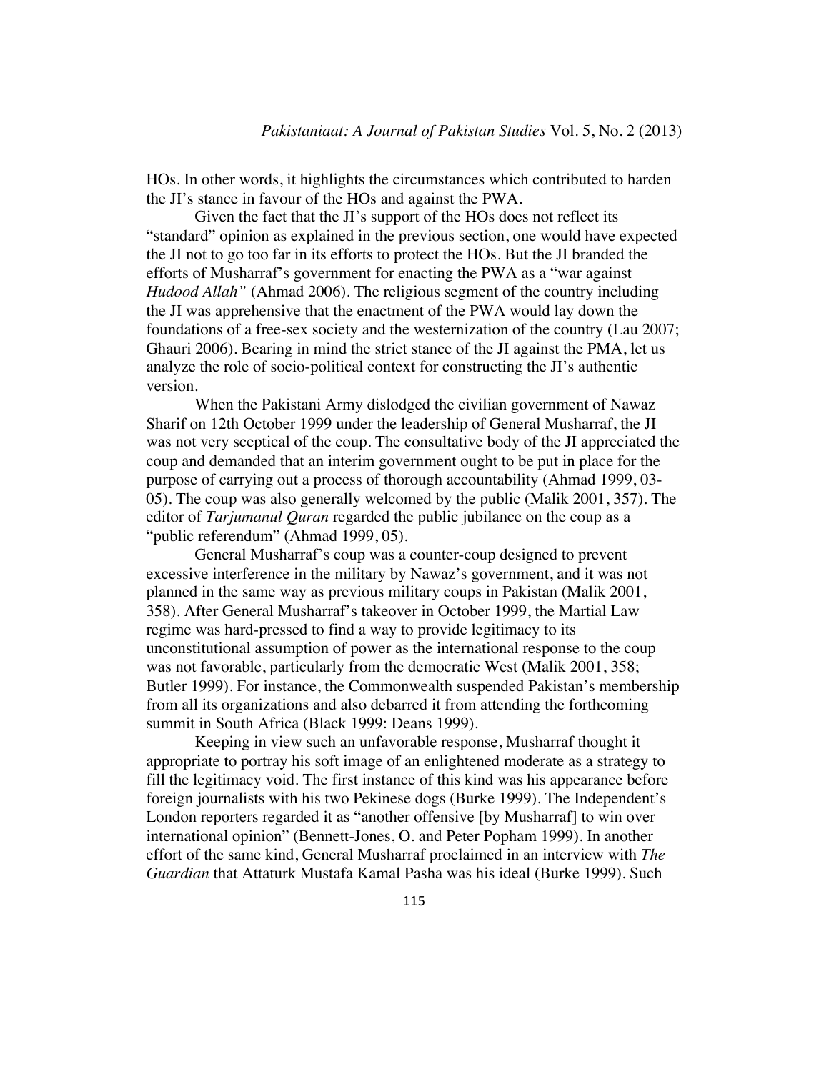HOs. In other words, it highlights the circumstances which contributed to harden the JI's stance in favour of the HOs and against the PWA.

Given the fact that the JI's support of the HOs does not reflect its "standard" opinion as explained in the previous section, one would have expected the JI not to go too far in its efforts to protect the HOs. But the JI branded the efforts of Musharraf's government for enacting the PWA as a "war against *Hudood Allah"* (Ahmad 2006). The religious segment of the country including the JI was apprehensive that the enactment of the PWA would lay down the foundations of a free-sex society and the westernization of the country (Lau 2007; Ghauri 2006). Bearing in mind the strict stance of the JI against the PMA, let us analyze the role of socio-political context for constructing the JI's authentic version.

When the Pakistani Army dislodged the civilian government of Nawaz Sharif on 12th October 1999 under the leadership of General Musharraf, the JI was not very sceptical of the coup. The consultative body of the JI appreciated the coup and demanded that an interim government ought to be put in place for the purpose of carrying out a process of thorough accountability (Ahmad 1999, 03-05). The coup was also generally welcomed by the public (Malik 2001, 357). The editor of *Tarjumanul Quran* regarded the public jubilance on the coup as a "public referendum" (Ahmad 1999, 05).

General Musharraf's coup was a counter-coup designed to prevent excessive interference in the military by Nawaz's government, and it was not planned in the same way as previous military coups in Pakistan (Malik 2001, 358). After General Musharraf's takeover in October 1999, the Martial Law regime was hard-pressed to find a way to provide legitimacy to its unconstitutional assumption of power as the international response to the coup was not favorable, particularly from the democratic West (Malik 2001, 358; Butler 1999). For instance, the Commonwealth suspended Pakistan's membership from all its organizations and also debarred it from attending the forthcoming summit in South Africa (Black 1999: Deans 1999).

Keeping in view such an unfavorable response, Musharraf thought it appropriate to portray his soft image of an enlightened moderate as a strategy to fill the legitimacy void. The first instance of this kind was his appearance before foreign journalists with his two Pekinese dogs (Burke 1999). The Independent's London reporters regarded it as "another offensive [by Musharraf] to win over international opinion" (Bennett-Jones, O. and Peter Popham 1999). In another effort of the same kind, General Musharraf proclaimed in an interview with *The Guardian* that Attaturk Mustafa Kamal Pasha was his ideal (Burke 1999). Such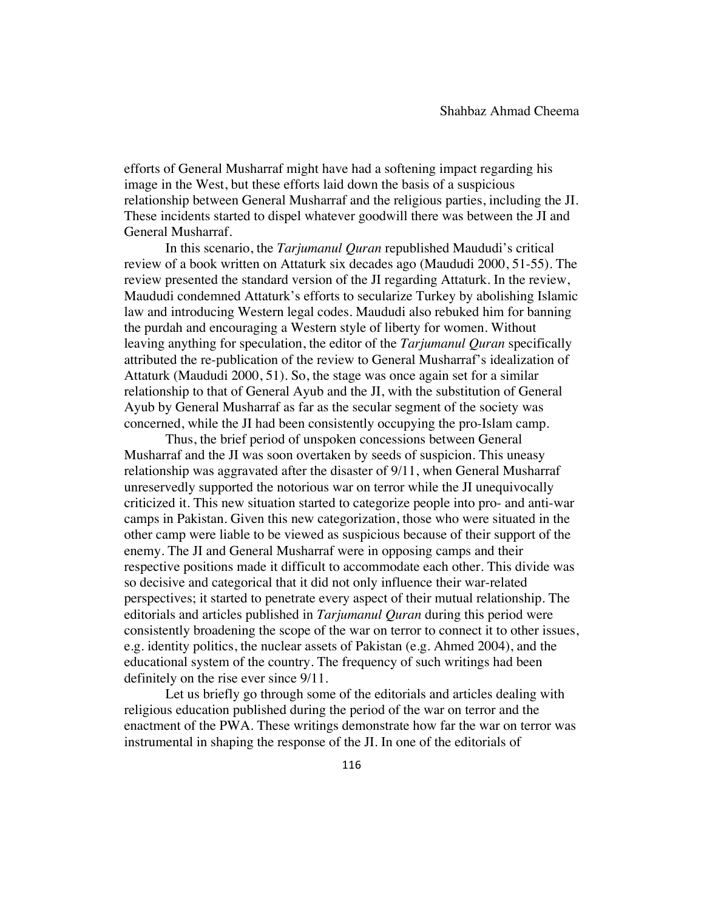efforts of General Musharraf might have had a softening impact regarding his image in the West, but these efforts laid down the basis of a suspicious relationship between General Musharraf and the religious parties, including the JI. These incidents started to dispel whatever goodwill there was between the JI and General Musharraf.

In this scenario, the *Tarjumanul Quran* republished Maududi's critical review of a book written on Attaturk six decades ago (Maududi 2000, 51-55). The review presented the standard version of the JI regarding Attaturk. In the review, Maududi condemned Attaturk's efforts to secularize Turkey by abolishing Islamic law and introducing Western legal codes. Maududi also rebuked him for banning the purdah and encouraging a Western style of liberty for women. Without leaving anything for speculation, the editor of the *Tarjumanul Quran* specifically attributed the re-publication of the review to General Musharraf's idealization of Attaturk (Maududi 2000, 51). So, the stage was once again set for a similar relationship to that of General Ayub and the JI, with the substitution of General Ayub by General Musharraf as far as the secular segment of the society was concerned, while the JI had been consistently occupying the pro-Islam camp.

Thus, the brief period of unspoken concessions between General Musharraf and the JI was soon overtaken by seeds of suspicion. This uneasy relationship was aggravated after the disaster of 9/11, when General Musharraf unreservedly supported the notorious war on terror while the JI unequivocally criticized it. This new situation started to categorize people into pro- and anti-war camps in Pakistan. Given this new categorization, those who were situated in the other camp were liable to be viewed as suspicious because of their support of the enemy. The JI and General Musharraf were in opposing camps and their respective positions made it difficult to accommodate each other. This divide was so decisive and categorical that it did not only influence their war-related perspectives; it started to penetrate every aspect of their mutual relationship. The editorials and articles published in *Tarjumanul Quran* during this period were consistently broadening the scope of the war on terror to connect it to other issues, e.g. identity politics, the nuclear assets of Pakistan (e.g. Ahmed 2004), and the educational system of the country. The frequency of such writings had been definitely on the rise ever since 9/11.

Let us briefly go through some of the editorials and articles dealing with religious education published during the period of the war on terror and the enactment of the PWA. These writings demonstrate how far the war on terror was instrumental in shaping the response of the JI. In one of the editorials of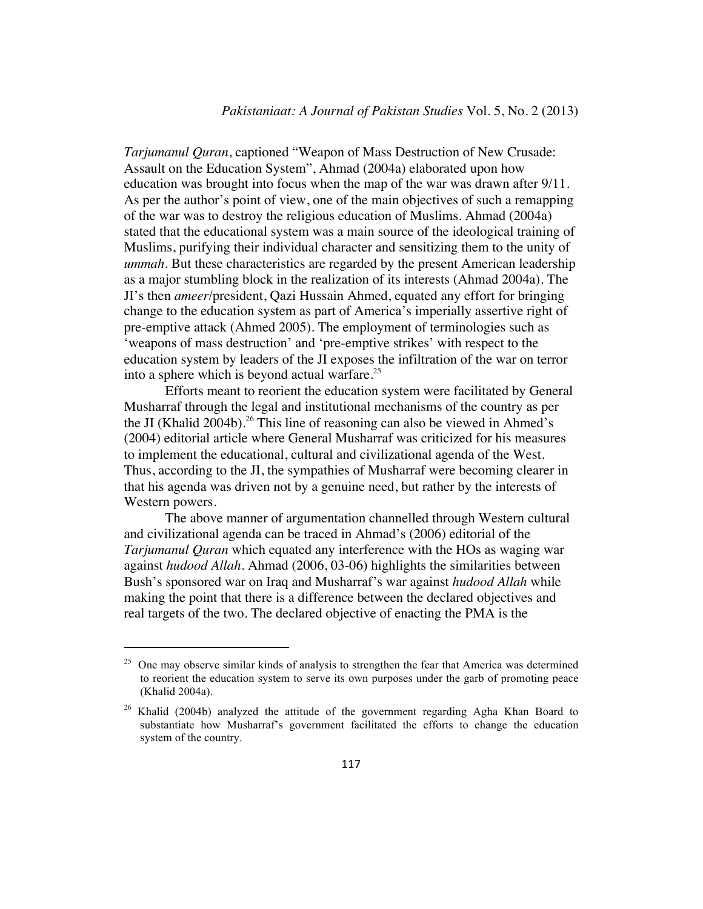*Tarjumanul Quran*, captioned "Weapon of Mass Destruction of New Crusade: Assault on the Education System", Ahmad (2004a) elaborated upon how education was brought into focus when the map of the war was drawn after 9/11. As per the author's point of view, one of the main objectives of such a remapping of the war was to destroy the religious education of Muslims. Ahmad (2004a) stated that the educational system was a main source of the ideological training of Muslims, purifying their individual character and sensitizing them to the unity of *ummah*. But these characteristics are regarded by the present American leadership as a major stumbling block in the realization of its interests (Ahmad 2004a). The JI's then *ameer*/president, Qazi Hussain Ahmed, equated any effort for bringing change to the education system as part of America's imperially assertive right of pre-emptive attack (Ahmed 2005). The employment of terminologies such as 'weapons of mass destruction' and 'pre-emptive strikes' with respect to the education system by leaders of the JI exposes the infiltration of the war on terror into a sphere which is beyond actual warfare.[25]

Efforts meant to reorient the education system were facilitated by General Musharraf through the legal and institutional mechanisms of the country as per the JI (Khalid 2004b).[26] This line of reasoning can also be viewed in Ahmed's (2004) editorial article where General Musharraf was criticized for his measures to implement the educational, cultural and civilizational agenda of the West. Thus, according to the JI, the sympathies of Musharraf were becoming clearer in that his agenda was driven not by a genuine need, but rather by the interests of Western powers.

The above manner of argumentation channelled through Western cultural and civilizational agenda can be traced in Ahmad's (2006) editorial of the *Tarjumanul Quran* which equated any interference with the HOs as waging war against *hudood Allah*. Ahmad (2006, 03-06) highlights the similarities between Bush's sponsored war on Iraq and Musharraf's war against *hudood Allah* while making the point that there is a difference between the declared objectives and real targets of the two. The declared objective of enacting the PMA is the

---

[25] One may observe similar kinds of analysis to strengthen the fear that America was determined to reorient the education system to serve its own purposes under the garb of promoting peace (Khalid 2004a).

[26] Khalid (2004b) analyzed the attitude of the government regarding Agha Khan Board to substantiate how Musharraf's government facilitated the efforts to change the education system of the country.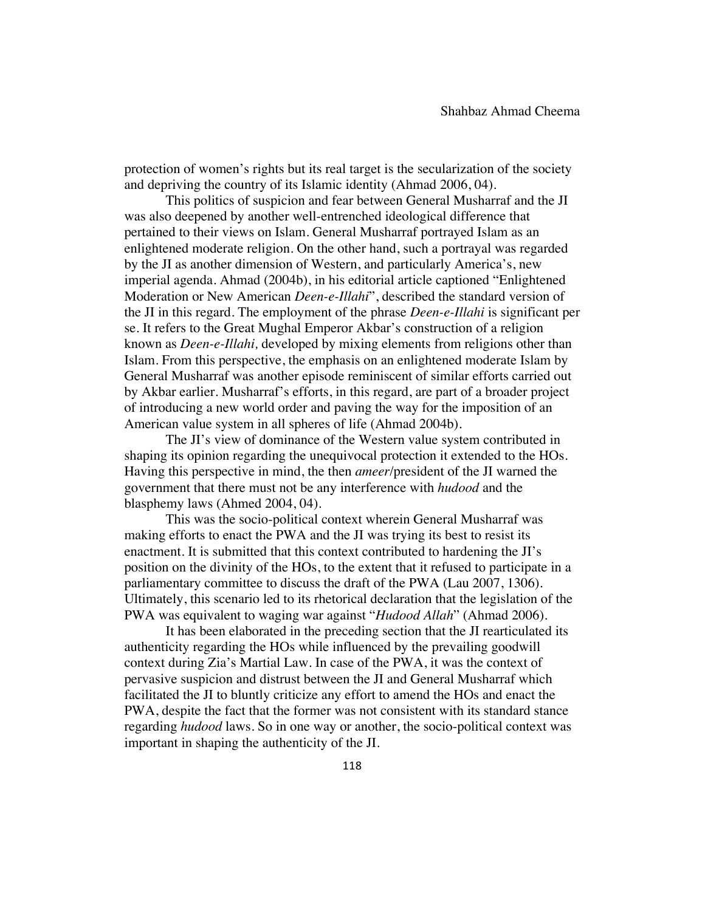protection of women's rights but its real target is the secularization of the society and depriving the country of its Islamic identity (Ahmad 2006, 04).

This politics of suspicion and fear between General Musharraf and the JI was also deepened by another well-entrenched ideological difference that pertained to their views on Islam. General Musharraf portrayed Islam as an enlightened moderate religion. On the other hand, such a portrayal was regarded by the JI as another dimension of Western, and particularly America's, new imperial agenda. Ahmad (2004b), in his editorial article captioned "Enlightened Moderation or New American *Deen-e-Illahi*", described the standard version of the JI in this regard. The employment of the phrase *Deen-e-Illahi* is significant per se. It refers to the Great Mughal Emperor Akbar's construction of a religion known as *Deen-e-Illahi,* developed by mixing elements from religions other than Islam. From this perspective, the emphasis on an enlightened moderate Islam by General Musharraf was another episode reminiscent of similar efforts carried out by Akbar earlier. Musharraf's efforts, in this regard, are part of a broader project of introducing a new world order and paving the way for the imposition of an American value system in all spheres of life (Ahmad 2004b).

The JI's view of dominance of the Western value system contributed in shaping its opinion regarding the unequivocal protection it extended to the HOs. Having this perspective in mind, the then *ameer*/president of the JI warned the government that there must not be any interference with *hudood* and the blasphemy laws (Ahmed 2004, 04).

This was the socio-political context wherein General Musharraf was making efforts to enact the PWA and the JI was trying its best to resist its enactment. It is submitted that this context contributed to hardening the JI's position on the divinity of the HOs, to the extent that it refused to participate in a parliamentary committee to discuss the draft of the PWA (Lau 2007, 1306). Ultimately, this scenario led to its rhetorical declaration that the legislation of the PWA was equivalent to waging war against "*Hudood Allah*" (Ahmad 2006).

It has been elaborated in the preceding section that the JI rearticulated its authenticity regarding the HOs while influenced by the prevailing goodwill context during Zia's Martial Law. In case of the PWA, it was the context of pervasive suspicion and distrust between the JI and General Musharraf which facilitated the JI to bluntly criticize any effort to amend the HOs and enact the PWA, despite the fact that the former was not consistent with its standard stance regarding *hudood* laws. So in one way or another, the socio-political context was important in shaping the authenticity of the JI.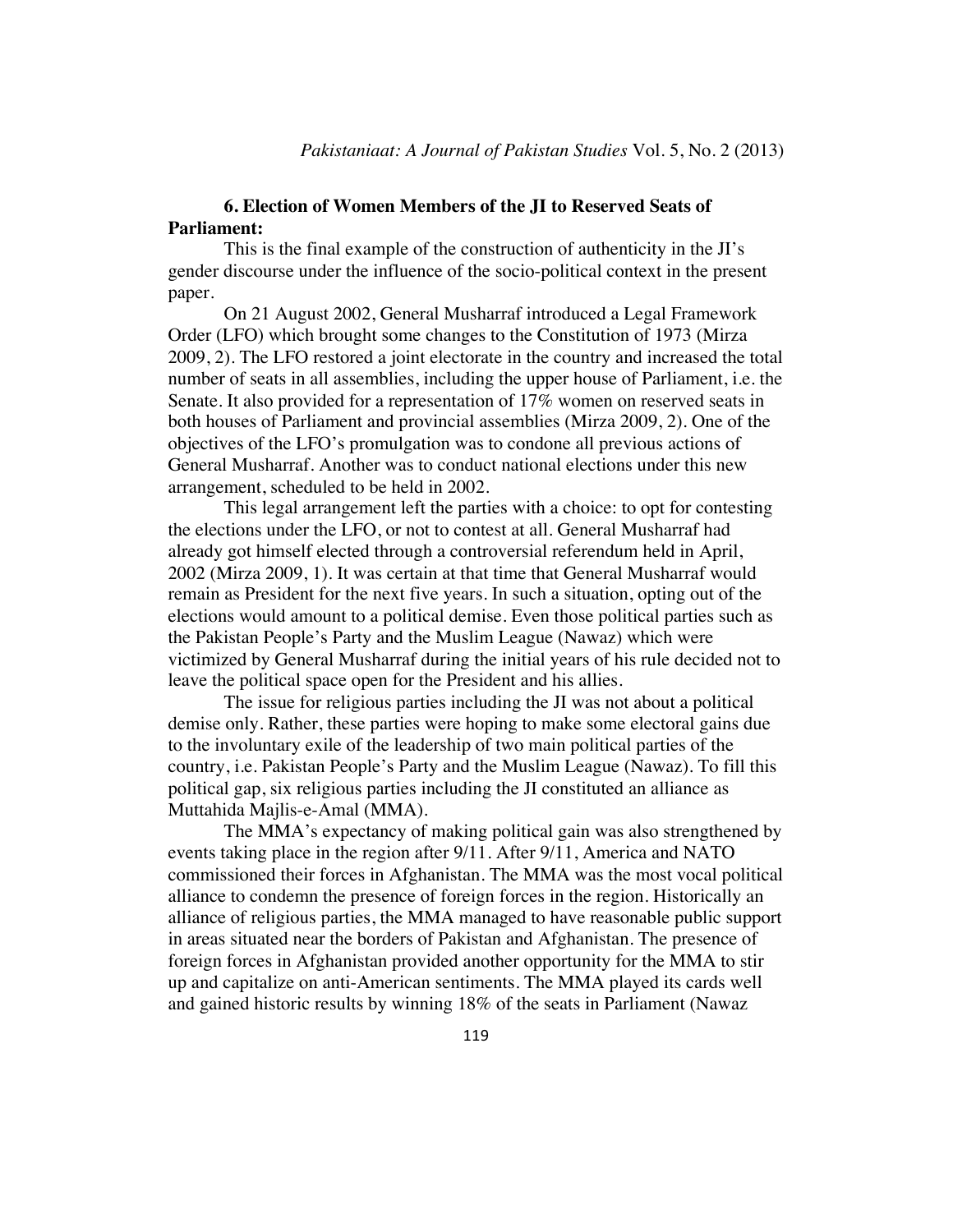### 6. Election of Women Members of the JI to Reserved Seats of Parliament:

This is the final example of the construction of authenticity in the JI's gender discourse under the influence of the socio-political context in the present paper.

On 21 August 2002, General Musharraf introduced a Legal Framework Order (LFO) which brought some changes to the Constitution of 1973 (Mirza 2009, 2). The LFO restored a joint electorate in the country and increased the total number of seats in all assemblies, including the upper house of Parliament, i.e. the Senate. It also provided for a representation of 17% women on reserved seats in both houses of Parliament and provincial assemblies (Mirza 2009, 2). One of the objectives of the LFO's promulgation was to condone all previous actions of General Musharraf. Another was to conduct national elections under this new arrangement, scheduled to be held in 2002.

This legal arrangement left the parties with a choice: to opt for contesting the elections under the LFO, or not to contest at all. General Musharraf had already got himself elected through a controversial referendum held in April, 2002 (Mirza 2009, 1). It was certain at that time that General Musharraf would remain as President for the next five years. In such a situation, opting out of the elections would amount to a political demise. Even those political parties such as the Pakistan People's Party and the Muslim League (Nawaz) which were victimized by General Musharraf during the initial years of his rule decided not to leave the political space open for the President and his allies.

The issue for religious parties including the JI was not about a political demise only. Rather, these parties were hoping to make some electoral gains due to the involuntary exile of the leadership of two main political parties of the country, i.e. Pakistan People's Party and the Muslim League (Nawaz). To fill this political gap, six religious parties including the JI constituted an alliance as Muttahida Majlis-e-Amal (MMA).

The MMA's expectancy of making political gain was also strengthened by events taking place in the region after 9/11. After 9/11, America and NATO commissioned their forces in Afghanistan. The MMA was the most vocal political alliance to condemn the presence of foreign forces in the region. Historically an alliance of religious parties, the MMA managed to have reasonable public support in areas situated near the borders of Pakistan and Afghanistan. The presence of foreign forces in Afghanistan provided another opportunity for the MMA to stir up and capitalize on anti-American sentiments. The MMA played its cards well and gained historic results by winning 18% of the seats in Parliament (Nawaz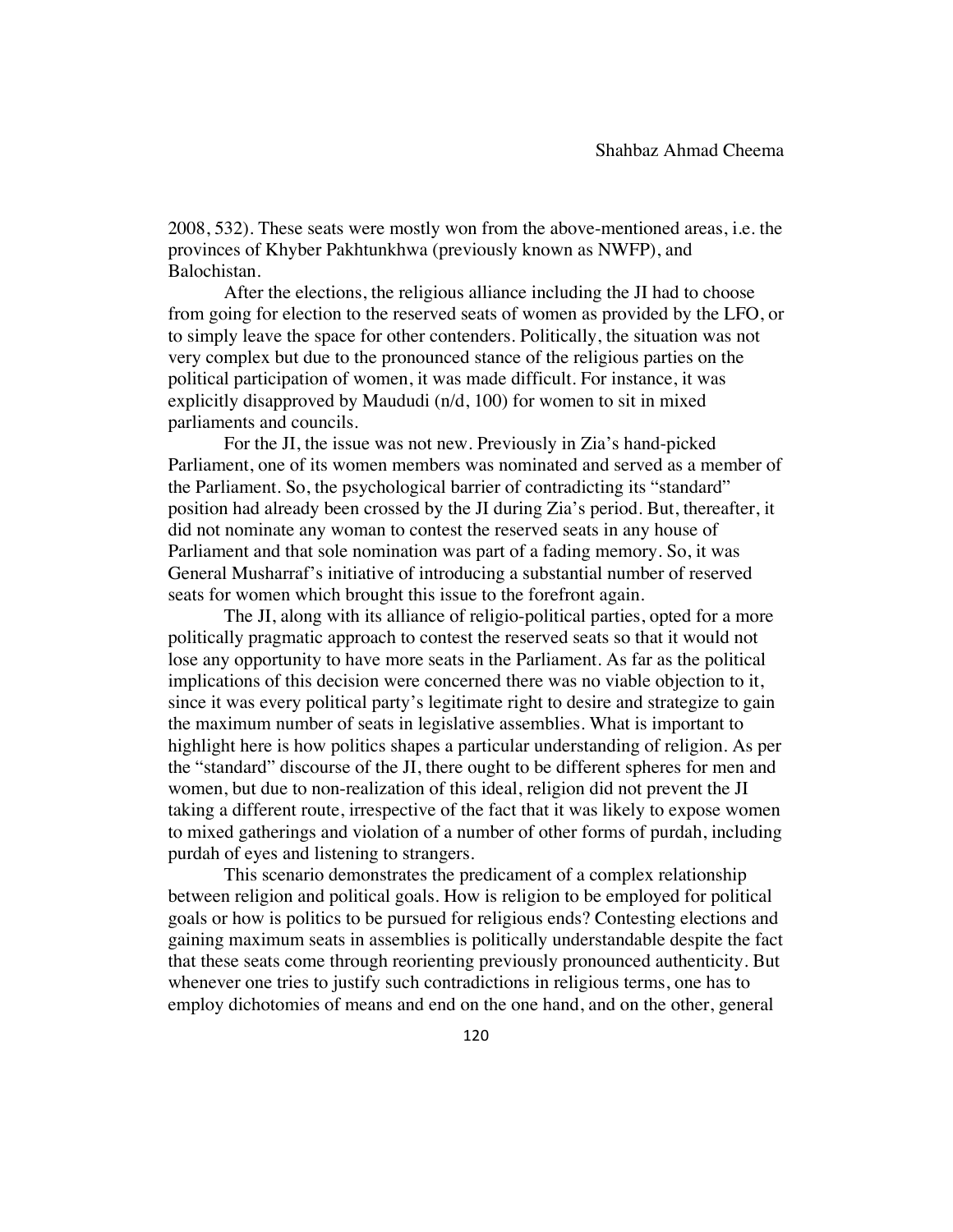2008, 532). These seats were mostly won from the above-mentioned areas, i.e. the provinces of Khyber Pakhtunkhwa (previously known as NWFP), and Balochistan.

After the elections, the religious alliance including the JI had to choose from going for election to the reserved seats of women as provided by the LFO, or to simply leave the space for other contenders. Politically, the situation was not very complex but due to the pronounced stance of the religious parties on the political participation of women, it was made difficult. For instance, it was explicitly disapproved by Maududi (n/d, 100) for women to sit in mixed parliaments and councils.

For the JI, the issue was not new. Previously in Zia's hand-picked Parliament, one of its women members was nominated and served as a member of the Parliament. So, the psychological barrier of contradicting its "standard" position had already been crossed by the JI during Zia's period. But, thereafter, it did not nominate any woman to contest the reserved seats in any house of Parliament and that sole nomination was part of a fading memory. So, it was General Musharraf's initiative of introducing a substantial number of reserved seats for women which brought this issue to the forefront again.

The JI, along with its alliance of religio-political parties, opted for a more politically pragmatic approach to contest the reserved seats so that it would not lose any opportunity to have more seats in the Parliament. As far as the political implications of this decision were concerned there was no viable objection to it, since it was every political party's legitimate right to desire and strategize to gain the maximum number of seats in legislative assemblies. What is important to highlight here is how politics shapes a particular understanding of religion. As per the "standard" discourse of the JI, there ought to be different spheres for men and women, but due to non-realization of this ideal, religion did not prevent the JI taking a different route, irrespective of the fact that it was likely to expose women to mixed gatherings and violation of a number of other forms of purdah, including purdah of eyes and listening to strangers.

This scenario demonstrates the predicament of a complex relationship between religion and political goals. How is religion to be employed for political goals or how is politics to be pursued for religious ends? Contesting elections and gaining maximum seats in assemblies is politically understandable despite the fact that these seats come through reorienting previously pronounced authenticity. But whenever one tries to justify such contradictions in religious terms, one has to employ dichotomies of means and end on the one hand, and on the other, general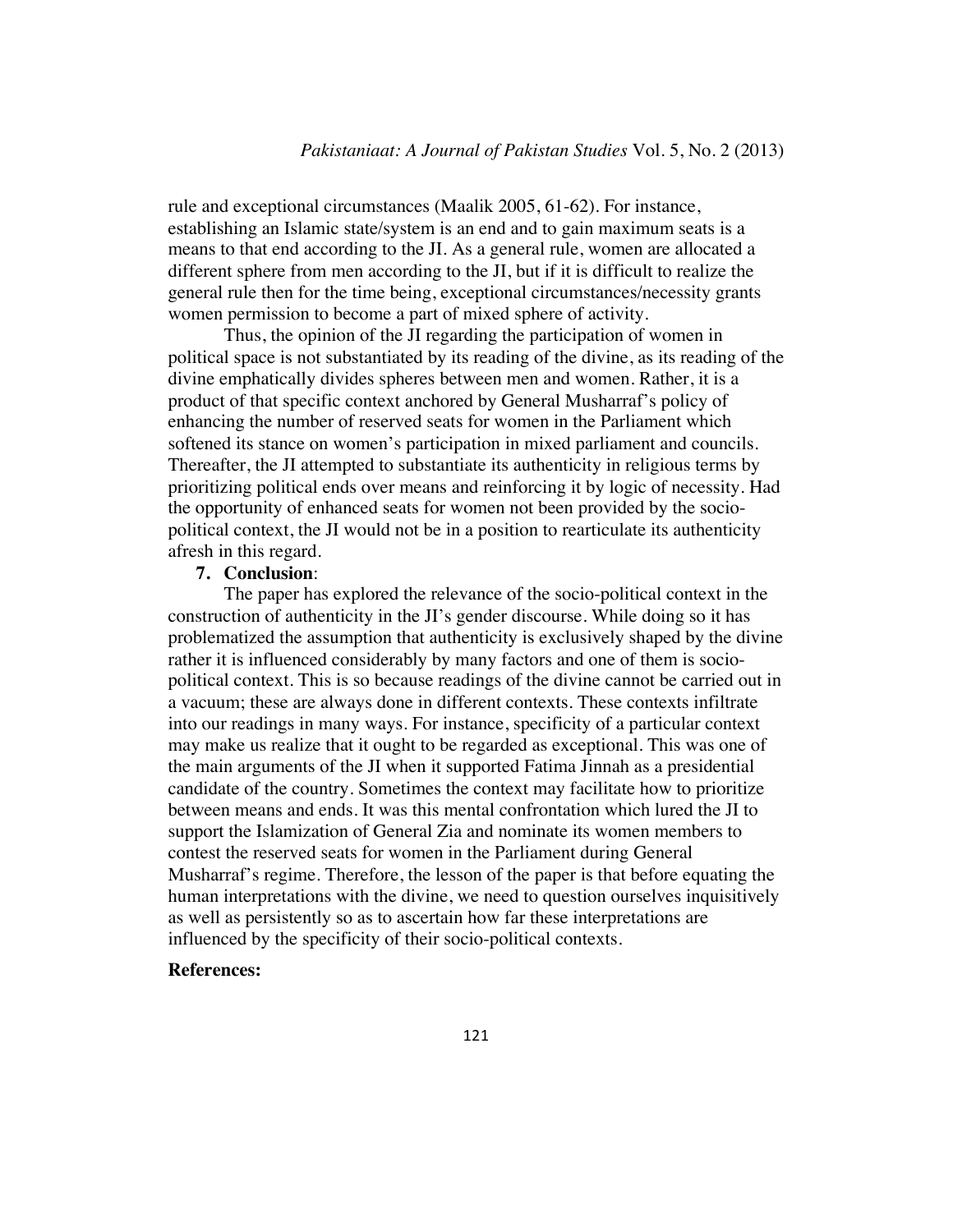rule and exceptional circumstances (Maalik 2005, 61-62). For instance, establishing an Islamic state/system is an end and to gain maximum seats is a means to that end according to the JI. As a general rule, women are allocated a different sphere from men according to the JI, but if it is difficult to realize the general rule then for the time being, exceptional circumstances/necessity grants women permission to become a part of mixed sphere of activity.

Thus, the opinion of the JI regarding the participation of women in political space is not substantiated by its reading of the divine, as its reading of the divine emphatically divides spheres between men and women. Rather, it is a product of that specific context anchored by General Musharraf's policy of enhancing the number of reserved seats for women in the Parliament which softened its stance on women's participation in mixed parliament and councils. Thereafter, the JI attempted to substantiate its authenticity in religious terms by prioritizing political ends over means and reinforcing it by logic of necessity. Had the opportunity of enhanced seats for women not been provided by the socio-political context, the JI would not be in a position to rearticulate its authenticity afresh in this regard.

## 7. Conclusion:

The paper has explored the relevance of the socio-political context in the construction of authenticity in the JI's gender discourse. While doing so it has problematized the assumption that authenticity is exclusively shaped by the divine rather it is influenced considerably by many factors and one of them is socio-political context. This is so because readings of the divine cannot be carried out in a vacuum; these are always done in different contexts. These contexts infiltrate into our readings in many ways. For instance, specificity of a particular context may make us realize that it ought to be regarded as exceptional. This was one of the main arguments of the JI when it supported Fatima Jinnah as a presidential candidate of the country. Sometimes the context may facilitate how to prioritize between means and ends. It was this mental confrontation which lured the JI to support the Islamization of General Zia and nominate its women members to contest the reserved seats for women in the Parliament during General Musharraf's regime. Therefore, the lesson of the paper is that before equating the human interpretations with the divine, we need to question ourselves inquisitively as well as persistently so as to ascertain how far these interpretations are influenced by the specificity of their socio-political contexts.

**References:**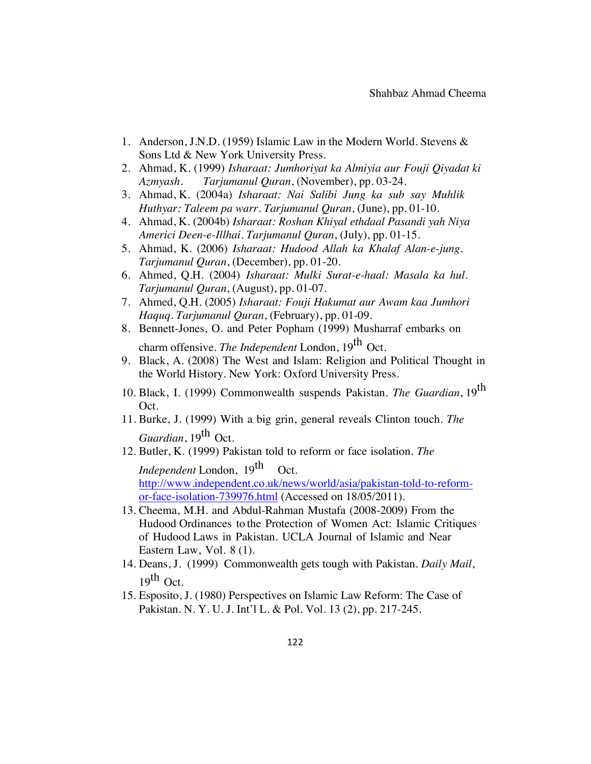1. Anderson, J.N.D. (1959) Islamic Law in the Modern World. Stevens & Sons Ltd & New York University Press.
2. Ahmad, K. (1999) *Isharaat: Jumhoriyat ka Almiyia aur Fouji Qiyadat ki Azmyash*. *Tarjumanul Quran*, (November), pp. 03-24.
3. Ahmad, K. (2004a) *Isharaat: Nai Salibi Jung ka sub say Muhlik Huthyar: Taleem pa warr*. *Tarjumanul Quran*, (June), pp. 01-10.
4. Ahmad, K. (2004b) *Isharaat: Roshan Khiyal ethdaal Pasandi yah Niya Americi Deen-e-Illhai*. *Tarjumanul Quran*, (July), pp. 01-15.
5. Ahmad, K. (2006) *Isharaat: Hudood Allah ka Khalaf Alan-e-jung*. *Tarjumanul Quran*, (December), pp. 01-20.
6. Ahmed, Q.H. (2004) *Isharaat: Mulki Surat-e-haal: Masala ka hul*. *Tarjumanul Quran*, (August), pp. 01-07.
7. Ahmed, Q.H. (2005) *Isharaat: Fouji Hakumat aur Awam kaa Jumhori Haquq*. *Tarjumanul Quran*, (February), pp. 01-09.
8. Bennett-Jones, O. and Peter Popham (1999) Musharraf embarks on charm offensive. *The Independent* London, 19th Oct.
9. Black, A. (2008) The West and Islam: Religion and Political Thought in the World History. New York: Oxford University Press.
10. Black, I. (1999) Commonwealth suspends Pakistan. *The Guardian*, 19th Oct.
11. Burke, J. (1999) With a big grin, general reveals Clinton touch. *The Guardian*, 19th Oct.
12. Butler, K. (1999) Pakistan told to reform or face isolation. *The Independent* London, 19th Oct. http://www.independent.co.uk/news/world/asia/pakistan-told-to-reform-or-face-isolation-739976.html (Accessed on 18/05/2011).
13. Cheema, M.H. and Abdul-Rahman Mustafa (2008-2009) From the Hudood Ordinances to the Protection of Women Act: Islamic Critiques of Hudood Laws in Pakistan. UCLA Journal of Islamic and Near Eastern Law, Vol. 8 (1).
14. Deans, J. (1999) Commonwealth gets tough with Pakistan. *Daily Mail*, 19th Oct.
15. Esposito, J. (1980) Perspectives on Islamic Law Reform: The Case of Pakistan. N. Y. U. J. Int'l L. & Pol. Vol. 13 (2), pp. 217-245.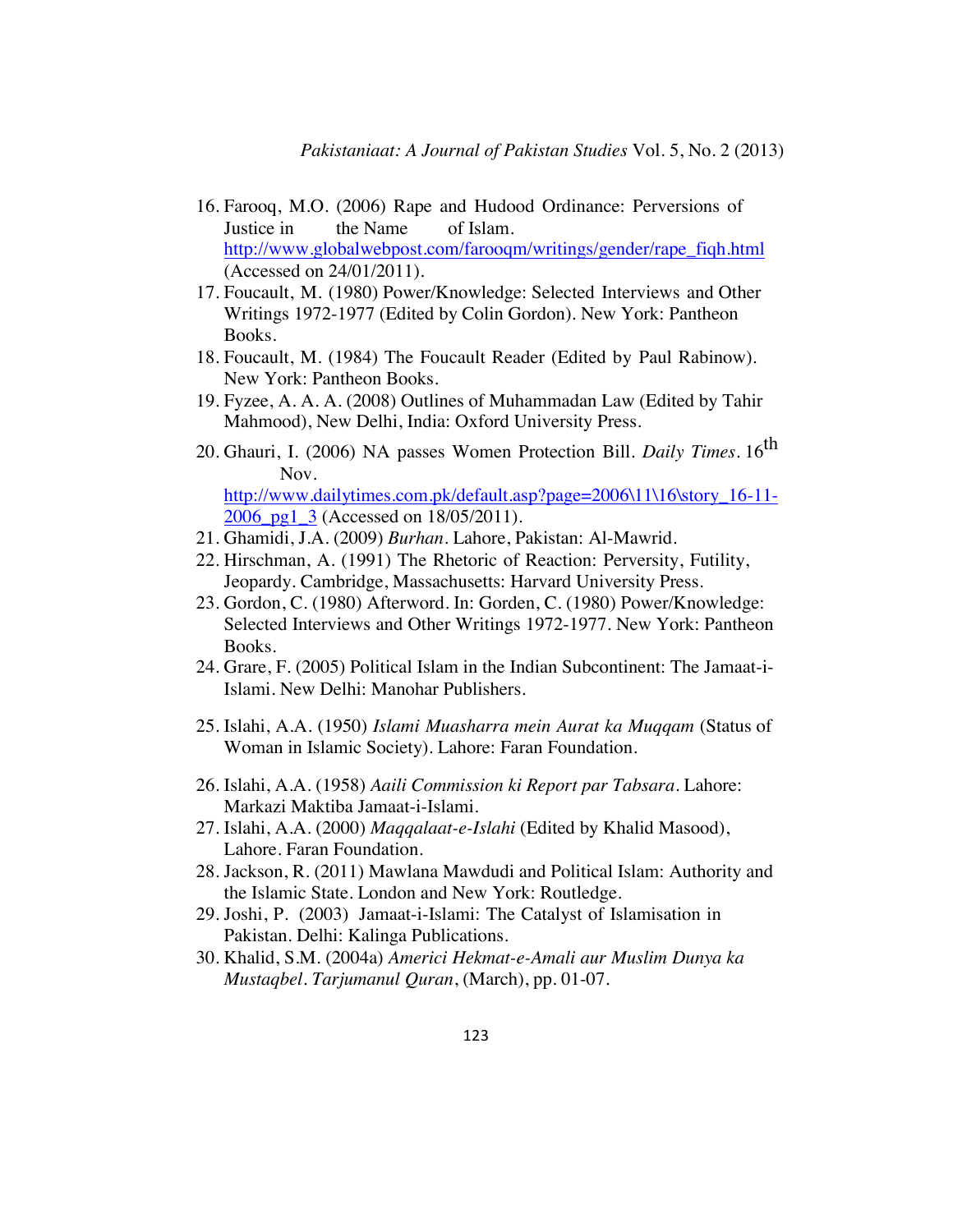16. Farooq, M.O. (2006) Rape and Hudood Ordinance: Perversions of Justice in the Name of Islam. http://www.globalwebpost.com/farooqm/writings/gender/rape_fiqh.html (Accessed on 24/01/2011).
17. Foucault, M. (1980) Power/Knowledge: Selected Interviews and Other Writings 1972-1977 (Edited by Colin Gordon). New York: Pantheon Books.
18. Foucault, M. (1984) The Foucault Reader (Edited by Paul Rabinow). New York: Pantheon Books.
19. Fyzee, A. A. A. (2008) Outlines of Muhammadan Law (Edited by Tahir Mahmood), New Delhi, India: Oxford University Press.
20. Ghauri, I. (2006) NA passes Women Protection Bill. *Daily Times*. 16th Nov. http://www.dailytimes.com.pk/default.asp?page=2006\11\16\story_16-11-2006_pg1_3 (Accessed on 18/05/2011).
21. Ghamidi, J.A. (2009) *Burhan*. Lahore, Pakistan: Al-Mawrid.
22. Hirschman, A. (1991) The Rhetoric of Reaction: Perversity, Futility, Jeopardy. Cambridge, Massachusetts: Harvard University Press.
23. Gordon, C. (1980) Afterword. In: Gorden, C. (1980) Power/Knowledge: Selected Interviews and Other Writings 1972-1977. New York: Pantheon Books.
24. Grare, F. (2005) Political Islam in the Indian Subcontinent: The Jamaat-i-Islami. New Delhi: Manohar Publishers.
25. Islahi, A.A. (1950) *Islami Muasharra mein Aurat ka Muqqam* (Status of Woman in Islamic Society). Lahore: Faran Foundation.
26. Islahi, A.A. (1958) *Aaili Commission ki Report par Tabsara*. Lahore: Markazi Maktiba Jamaat-i-Islami.
27. Islahi, A.A. (2000) *Maqqalaat-e-Islahi* (Edited by Khalid Masood), Lahore. Faran Foundation.
28. Jackson, R. (2011) Mawlana Mawdudi and Political Islam: Authority and the Islamic State. London and New York: Routledge.
29. Joshi, P. (2003) Jamaat-i-Islami: The Catalyst of Islamisation in Pakistan. Delhi: Kalinga Publications.
30. Khalid, S.M. (2004a) *Americi Hekmat-e-Amali aur Muslim Dunya ka Mustaqbel*. *Tarjumanul Quran*, (March), pp. 01-07.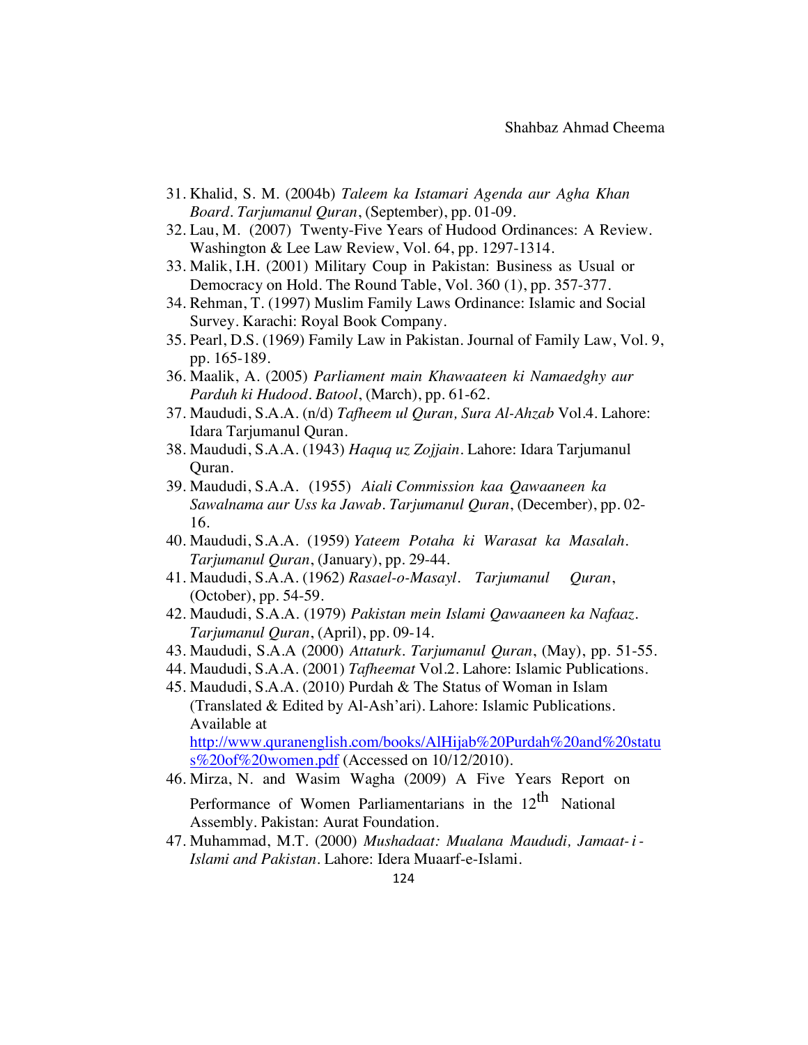31. Khalid, S. M. (2004b) *Taleem ka Istamari Agenda aur Agha Khan Board*. *Tarjumanul Quran*, (September), pp. 01-09.
32. Lau, M. (2007) Twenty-Five Years of Hudood Ordinances: A Review. Washington & Lee Law Review, Vol. 64, pp. 1297-1314.
33. Malik, I.H. (2001) Military Coup in Pakistan: Business as Usual or Democracy on Hold. The Round Table, Vol. 360 (1), pp. 357-377.
34. Rehman, T. (1997) Muslim Family Laws Ordinance: Islamic and Social Survey. Karachi: Royal Book Company.
35. Pearl, D.S. (1969) Family Law in Pakistan. Journal of Family Law, Vol. 9, pp. 165-189.
36. Maalik, A. (2005) *Parliament main Khawaateen ki Namaedghy aur Parduh ki Hudood*. *Batool*, (March), pp. 61-62.
37. Maududi, S.A.A. (n/d) *Tafheem ul Quran, Sura Al-Ahzab* Vol.4. Lahore: Idara Tarjumanul Quran.
38. Maududi, S.A.A. (1943) *Haquq uz Zojjain*. Lahore: Idara Tarjumanul Quran.
39. Maududi, S.A.A. (1955) *Aiali Commission kaa Qawaaneen ka Sawalnama aur Uss ka Jawab*. *Tarjumanul Quran*, (December), pp. 02-16.
40. Maududi, S.A.A. (1959) *Yateem Potaha ki Warasat ka Masalah*. *Tarjumanul Quran*, (January), pp. 29-44.
41. Maududi, S.A.A. (1962) *Rasael-o-Masayl*. *Tarjumanul Quran*, (October), pp. 54-59.
42. Maududi, S.A.A. (1979) *Pakistan mein Islami Qawaaneen ka Nafaaz*. *Tarjumanul Quran*, (April), pp. 09-14.
43. Maududi, S.A.A (2000) *Attaturk*. *Tarjumanul Quran*, (May), pp. 51-55.
44. Maududi, S.A.A. (2001) *Tafheemat* Vol.2. Lahore: Islamic Publications.
45. Maududi, S.A.A. (2010) Purdah & The Status of Woman in Islam (Translated & Edited by Al-Ash'ari). Lahore: Islamic Publications. Available at http://www.quranenglish.com/books/AlHijab%20Purdah%20and%20status%20of%20women.pdf (Accessed on 10/12/2010).
46. Mirza, N. and Wasim Wagha (2009) A Five Years Report on Performance of Women Parliamentarians in the 12th National Assembly. Pakistan: Aurat Foundation.
47. Muhammad, M.T. (2000) *Mushadaat: Mualana Maududi, Jamaat-i-Islami and Pakistan*. Lahore: Idera Muaarf-e-Islami.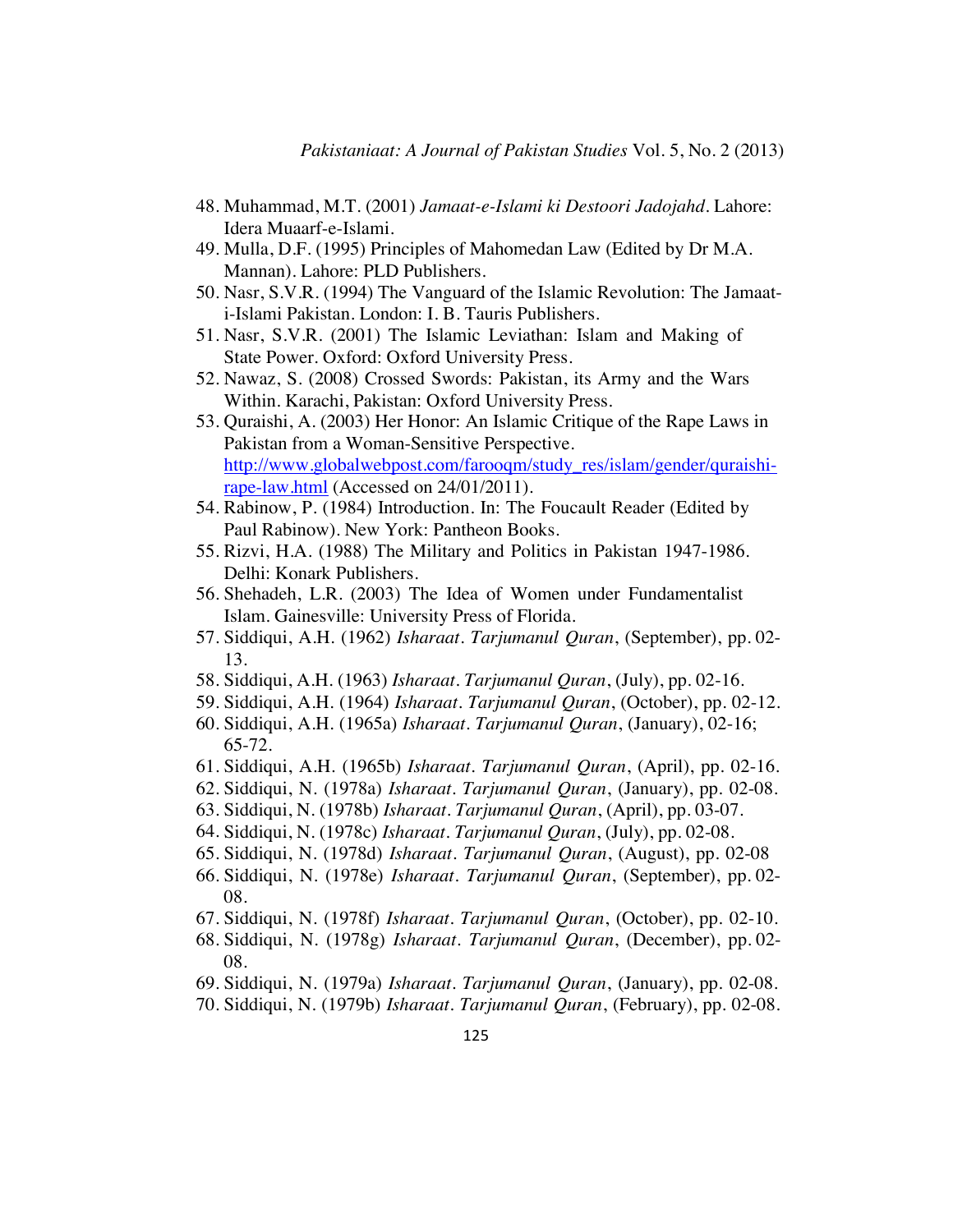48. Muhammad, M.T. (2001) *Jamaat-e-Islami ki Destoori Jadojahd*. Lahore: Idera Muaarf-e-Islami.
49. Mulla, D.F. (1995) Principles of Mahomedan Law (Edited by Dr M.A. Mannan). Lahore: PLD Publishers.
50. Nasr, S.V.R. (1994) The Vanguard of the Islamic Revolution: The Jamaat-i-Islami Pakistan. London: I. B. Tauris Publishers.
51. Nasr, S.V.R. (2001) The Islamic Leviathan: Islam and Making of State Power. Oxford: Oxford University Press.
52. Nawaz, S. (2008) Crossed Swords: Pakistan, its Army and the Wars Within. Karachi, Pakistan: Oxford University Press.
53. Quraishi, A. (2003) Her Honor: An Islamic Critique of the Rape Laws in Pakistan from a Woman-Sensitive Perspective. [http://www.globalwebpost.com/farooqm/study_res/islam/gender/quraishi-rape-law.html](http://www.globalwebpost.com/farooqm/study_res/islam/gender/quraishi-rape-law.html) (Accessed on 24/01/2011).
54. Rabinow, P. (1984) Introduction. In: The Foucault Reader (Edited by Paul Rabinow). New York: Pantheon Books.
55. Rizvi, H.A. (1988) The Military and Politics in Pakistan 1947-1986. Delhi: Konark Publishers.
56. Shehadeh, L.R. (2003) The Idea of Women under Fundamentalist Islam. Gainesville: University Press of Florida.
57. Siddiqui, A.H. (1962) *Isharaat*. *Tarjumanul Quran*, (September), pp. 02-13.
58. Siddiqui, A.H. (1963) *Isharaat*. *Tarjumanul Quran*, (July), pp. 02-16.
59. Siddiqui, A.H. (1964) *Isharaat*. *Tarjumanul Quran*, (October), pp. 02-12.
60. Siddiqui, A.H. (1965a) *Isharaat*. *Tarjumanul Quran*, (January), 02-16; 65-72.
61. Siddiqui, A.H. (1965b) *Isharaat*. *Tarjumanul Quran*, (April), pp. 02-16.
62. Siddiqui, N. (1978a) *Isharaat*. *Tarjumanul Quran*, (January), pp. 02-08.
63. Siddiqui, N. (1978b) *Isharaat*. *Tarjumanul Quran*, (April), pp. 03-07.
64. Siddiqui, N. (1978c) *Isharaat*. *Tarjumanul Quran*, (July), pp. 02-08.
65. Siddiqui, N. (1978d) *Isharaat*. *Tarjumanul Quran*, (August), pp. 02-08
66. Siddiqui, N. (1978e) *Isharaat*. *Tarjumanul Quran*, (September), pp. 02-08.
67. Siddiqui, N. (1978f) *Isharaat*. *Tarjumanul Quran*, (October), pp. 02-10.
68. Siddiqui, N. (1978g) *Isharaat*. *Tarjumanul Quran*, (December), pp. 02-08.
69. Siddiqui, N. (1979a) *Isharaat*. *Tarjumanul Quran*, (January), pp. 02-08.
70. Siddiqui, N. (1979b) *Isharaat*. *Tarjumanul Quran*, (February), pp. 02-08.